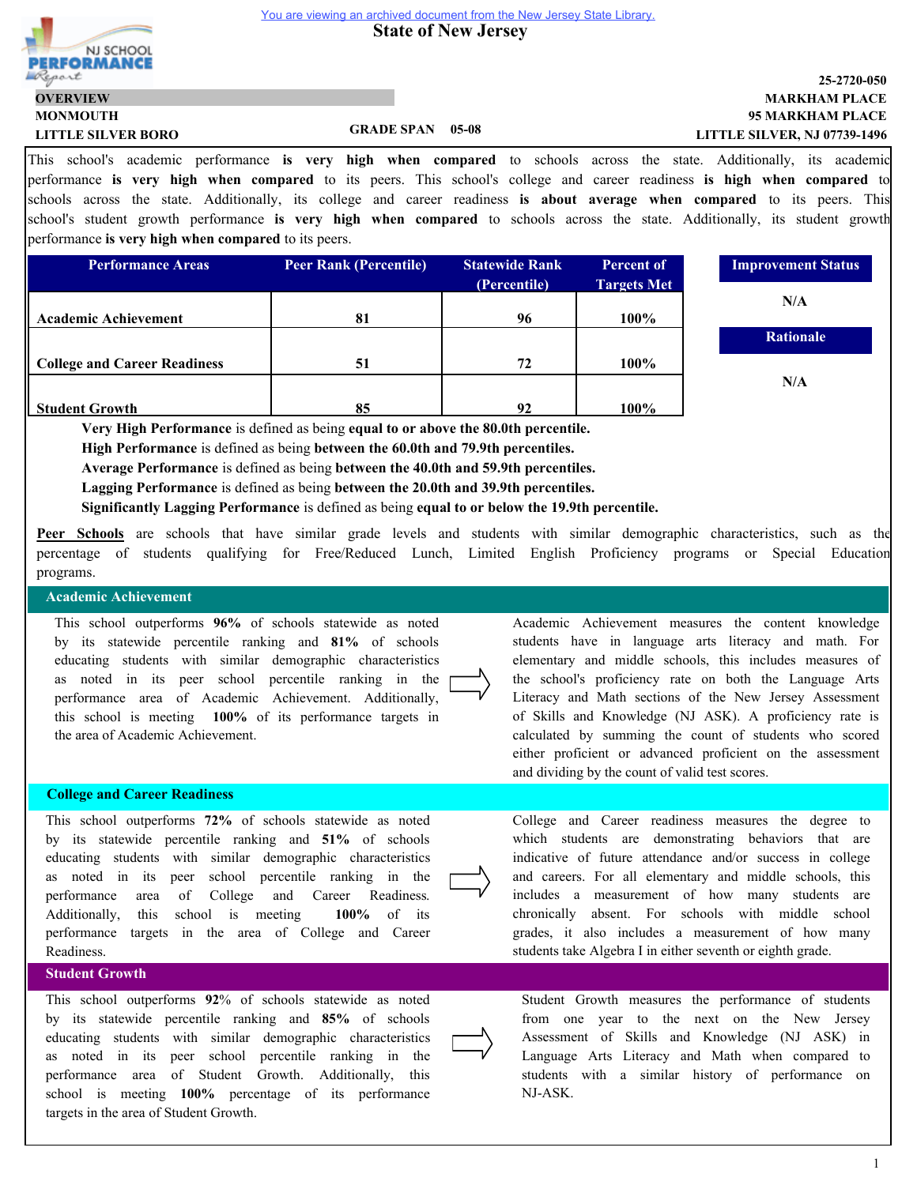You are viewing an archived document from the New Jersey State Library.

# State of New Jersey

NJ SCHOOL PERFORMANCE Report

**OVERVIEW**

**MONMOUTH**

**LITTLE SILVER BORO**

**GRADE SPAN 05-08**

**25-2720-050**

**MARKHAM PLACE**

**95 MARKHAM PLACE**

**LITTLE SILVER, NJ 07739-1496**

This school's academic performance **is very high when compared** to schools across the state. Additionally, its academic performance **is very high when compared** to its peers. This school's college and career readiness **is high when compared** to schools across the state. Additionally, its college and career readiness **is about average when compared** to its peers. This school's student growth performance **is very high when compared** to schools across the state. Additionally, its student growth performance **is very high when compared** to its peers.

| Performance Areas | Peer Rank (Percentile) | Statewide Rank (Percentile) | Percent of Targets Met |
|---|---|---|---|
| Academic Achievement | 81 | 96 | 100% |
| College and Career Readiness | 51 | 72 | 100% |
| Student Growth | 85 | 92 | 100% |

| Improvement Status |
|---|
| N/A |

| Rationale |
|---|
| N/A |

**Very High Performance** is defined as being **equal to or above the 80.0th percentile.**
**High Performance** is defined as being **between the 60.0th and 79.9th percentiles.**
**Average Performance** is defined as being **between the 40.0th and 59.9th percentiles.**
**Lagging Performance** is defined as being **between the 20.0th and 39.9th percentiles.**
**Significantly Lagging Performance** is defined as being **equal to or below the 19.9th percentile.**

**Peer Schools** are schools that have similar grade levels and students with similar demographic characteristics, such as the percentage of students qualifying for Free/Reduced Lunch, Limited English Proficiency programs or Special Education programs.

## Academic Achievement

This school outperforms **96%** of schools statewide as noted by its statewide percentile ranking and **81%** of schools educating students with similar demographic characteristics as noted in its peer school percentile ranking in the performance area of Academic Achievement. Additionally, this school is meeting **100%** of its performance targets in the area of Academic Achievement.

Academic Achievement measures the content knowledge students have in language arts literacy and math. For elementary and middle schools, this includes measures of the school's proficiency rate on both the Language Arts Literacy and Math sections of the New Jersey Assessment of Skills and Knowledge (NJ ASK). A proficiency rate is calculated by summing the count of students who scored either proficient or advanced proficient on the assessment and dividing by the count of valid test scores.

## College and Career Readiness

This school outperforms **72%** of schools statewide as noted by its statewide percentile ranking and **51%** of schools educating students with similar demographic characteristics as noted in its peer school percentile ranking in the performance area of College and Career Readiness. Additionally, this school is meeting **100%** of its performance targets in the area of College and Career Readiness.

College and Career readiness measures the degree to which students are demonstrating behaviors that are indicative of future attendance and/or success in college and careers. For all elementary and middle schools, this includes a measurement of how many students are chronically absent. For schools with middle school grades, it also includes a measurement of how many students take Algebra I in either seventh or eighth grade.

## Student Growth

This school outperforms **92%** of schools statewide as noted by its statewide percentile ranking and **85%** of schools educating students with similar demographic characteristics as noted in its peer school percentile ranking in the performance area of Student Growth. Additionally, this school is meeting **100%** percentage of its performance targets in the area of Student Growth.

Student Growth measures the performance of students from one year to the next on the New Jersey Assessment of Skills and Knowledge (NJ ASK) in Language Arts Literacy and Math when compared to students with a similar history of performance on NJ-ASK.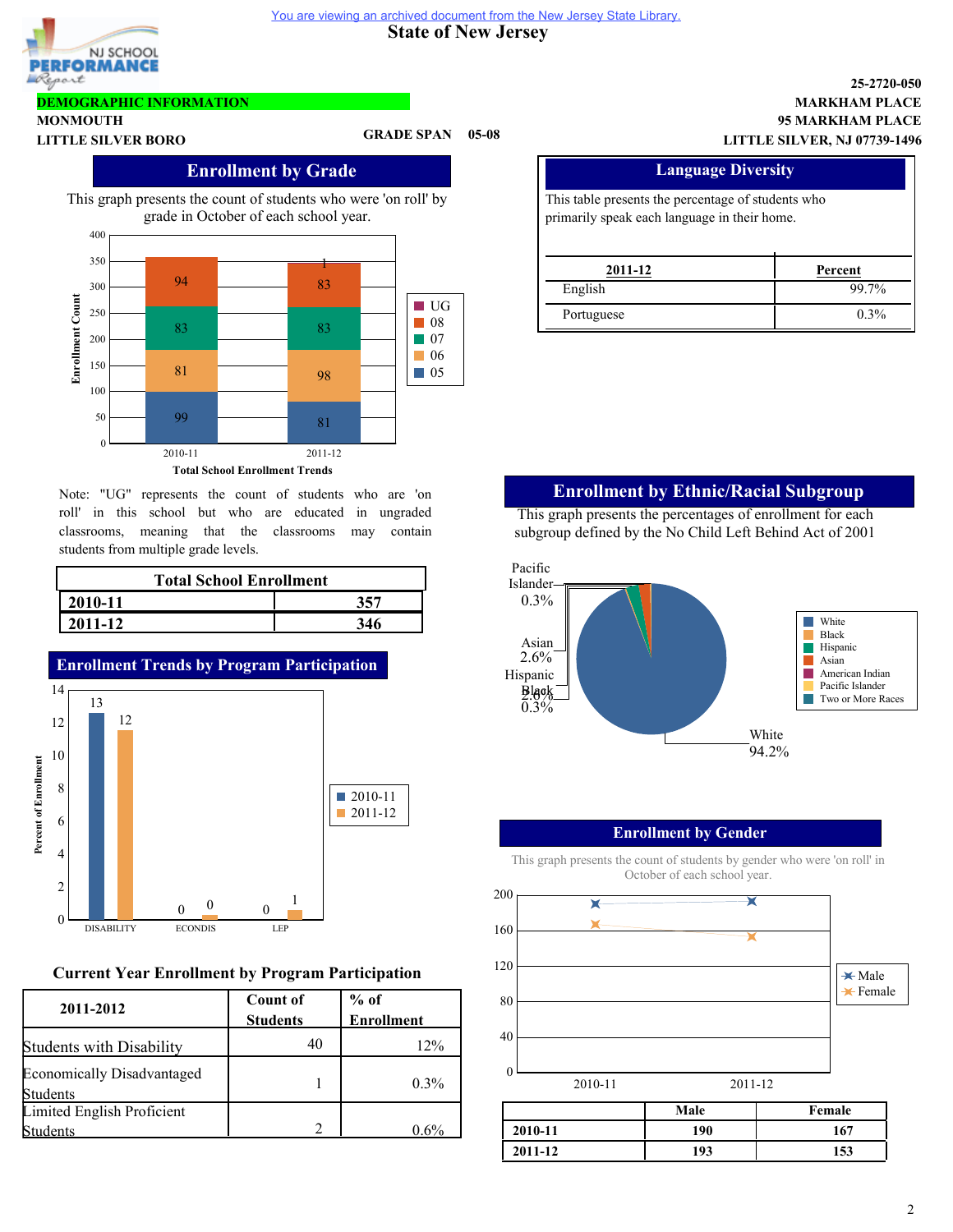You are viewing an archived document from the New Jersey State Library.

# State of New Jersey

NJ SCHOOL PERFORMANCE Report

**DEMOGRAPHIC INFORMATION**

**MONMOUTH**
**LITTLE SILVER BORO**

**GRADE SPAN 05-08**

**25-2720-050**
**MARKHAM PLACE**
**95 MARKHAM PLACE**
**LITTLE SILVER, NJ 07739-1496**

## Enrollment by Grade

This graph presents the count of students who were 'on roll' by grade in October of each school year.

| Grade | 2010-11 | 2011-12 |
|---|---|---|
| 05 | 99 | 81 |
| 06 | 81 | 98 |
| 07 | 83 | 83 |
| 08 | 94 | 83 |
| UG | | 1 |

Total School Enrollment Trends

Note: "UG" represents the count of students who are 'on roll' in this school but who are educated in ungraded classrooms, meaning that the classrooms may contain students from multiple grade levels.

| Total School Enrollment | |
|---|---|
| 2010-11 | 357 |
| 2011-12 | 346 |

## Enrollment Trends by Program Participation

| | 2010-11 | 2011-12 |
|---|---|---|
| DISABILITY | 13 | 12 |
| ECONDIS | 0 | 0 |
| LEP | 0 | 1 |

### Current Year Enrollment by Program Participation

| 2011-2012 | Count of Students | % of Enrollment |
|---|---|---|
| Students with Disability | 40 | 12% |
| Economically Disadvantaged Students | 1 | 0.3% |
| Limited English Proficient Students | 2 | 0.6% |

## Language Diversity

This table presents the percentage of students who primarily speak each language in their home.

| 2011-12 | Percent |
|---|---|
| English | 99.7% |
| Portuguese | 0.3% |

## Enrollment by Ethnic/Racial Subgroup

This graph presents the percentages of enrollment for each subgroup defined by the No Child Left Behind Act of 2001

| Subgroup | Percent |
|---|---|
| White | 94.2% |
| Black | 0.3% |
| Hispanic | 2.6% |
| Asian | 2.6% |
| Pacific Islander | 0.3% |

## Enrollment by Gender

This graph presents the count of students by gender who were 'on roll' in October of each school year.

| | Male | Female |
|---|---|---|
| 2010-11 | 190 | 167 |
| 2011-12 | 193 | 153 |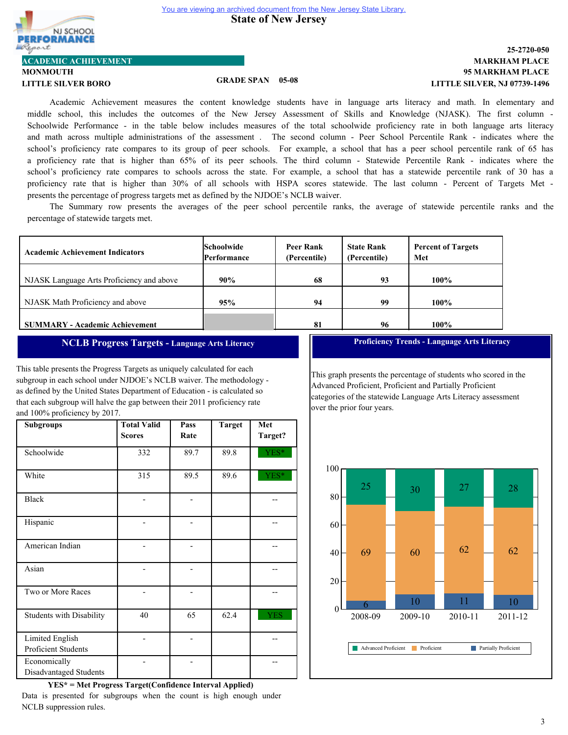You are viewing an archived document from the New Jersey State Library.

# State of New Jersey

NJ SCHOOL PERFORMANCE Report

**ACADEMIC ACHIEVEMENT**

**MONMOUTH**
**LITTLE SILVER BORO**

**GRADE SPAN 05-08**

**25-2720-050**
**MARKHAM PLACE**
**95 MARKHAM PLACE**
**LITTLE SILVER, NJ 07739-1496**

Academic Achievement measures the content knowledge students have in language arts literacy and math. In elementary and middle school, this includes the outcomes of the New Jersey Assessment of Skills and Knowledge (NJASK). The first column - Schoolwide Performance - in the table below includes measures of the total schoolwide proficiency rate in both language arts literacy and math across multiple administrations of the assessment . The second column - Peer School Percentile Rank - indicates where the school's proficiency rate compares to its group of peer schools. For example, a school that has a peer school percentile rank of 65 has a proficiency rate that is higher than 65% of its peer schools. The third column - Statewide Percentile Rank - indicates where the school's proficiency rate compares to schools across the state. For example, a school that has a statewide percentile rank of 30 has a proficiency rate that is higher than 30% of all schools with HSPA scores statewide. The last column - Percent of Targets Met - presents the percentage of progress targets met as defined by the NJDOE's NCLB waiver.

The Summary row presents the averages of the peer school percentile ranks, the average of statewide percentile ranks and the percentage of statewide targets met.

| Academic Achievement Indicators | Schoolwide Performance | Peer Rank (Percentile) | State Rank (Percentile) | Percent of Targets Met |
|---|---|---|---|---|
| NJASK Language Arts Proficiency and above | 90% | 68 | 93 | 100% |
| NJASK Math Proficiency and above | 95% | 94 | 99 | 100% |
| **SUMMARY - Academic Achievement** | | 81 | 96 | 100% |

## NCLB Progress Targets - Language Arts Literacy

This table presents the Progress Targets as uniquely calculated for each subgroup in each school under NJDOE's NCLB waiver. The methodology - as defined by the United States Department of Education - is calculated so that each subgroup will halve the gap between their 2011 proficiency rate and 100% proficiency by 2017.

| Subgroups | Total Valid Scores | Pass Rate | Target | Met Target? |
|---|---|---|---|---|
| Schoolwide | 332 | 89.7 | 89.8 | YES* |
| White | 315 | 89.5 | 89.6 | YES* |
| Black | - | - | | -- |
| Hispanic | - | - | | -- |
| American Indian | - | - | | -- |
| Asian | - | - | | -- |
| Two or More Races | - | - | | -- |
| Students with Disability | 40 | 65 | 62.4 | YES |
| Limited English Proficient Students | - | - | | -- |
| Economically Disadvantaged Students | - | - | | -- |

**YES* = Met Progress Target(Confidence Interval Applied)**

Data is presented for subgroups when the count is high enough under NCLB suppression rules.

## Proficiency Trends - Language Arts Literacy

This graph presents the percentage of students who scored in the Advanced Proficient, Proficient and Partially Proficient categories of the statewide Language Arts Literacy assessment over the prior four years.

| | 2008-09 | 2009-10 | 2010-11 | 2011-12 |
|---|---|---|---|---|
| Advanced Proficient | 25 | 30 | 27 | 28 |
| Proficient | 69 | 60 | 62 | 62 |
| Partially Proficient | 6 | 10 | 11 | 10 |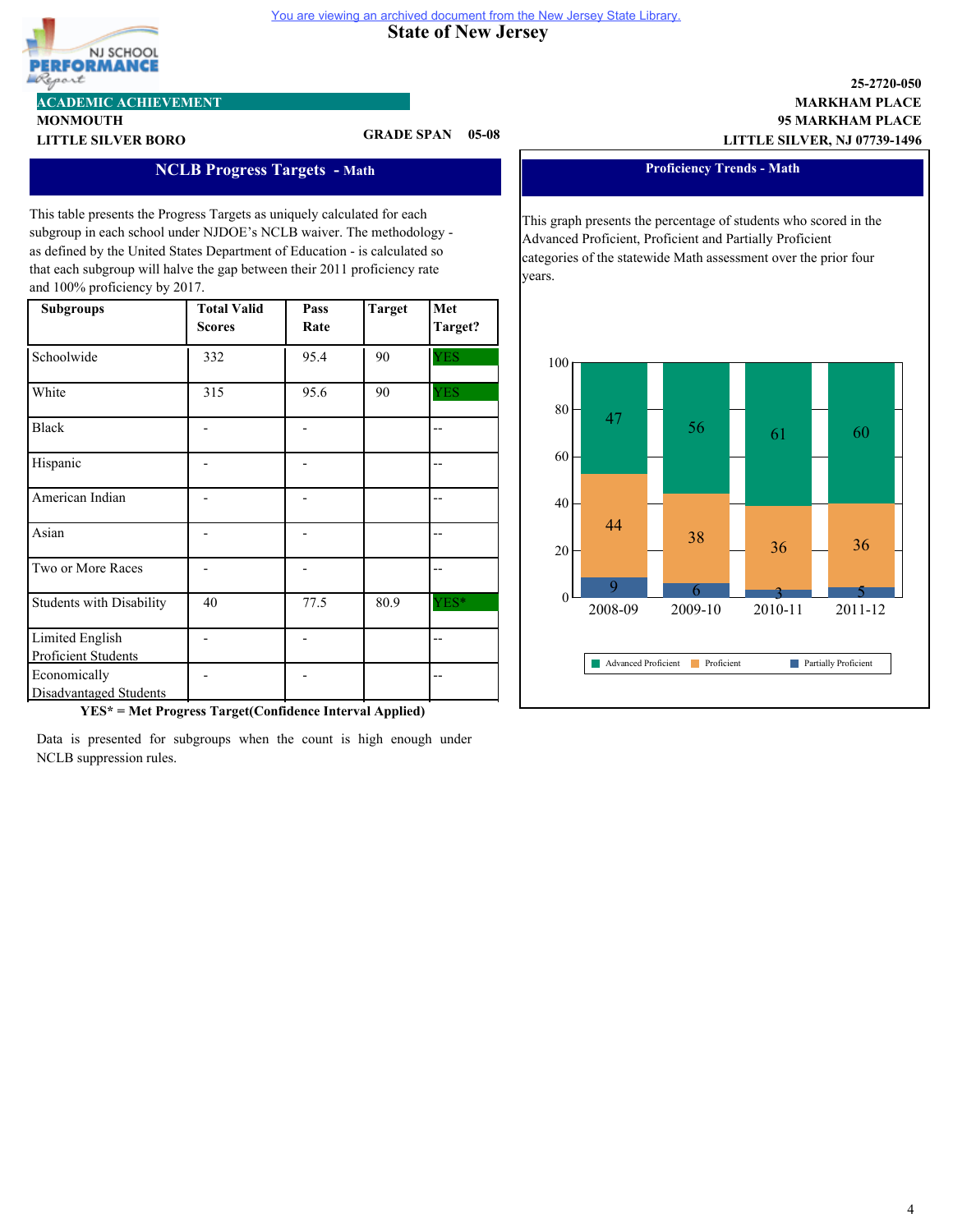You are viewing an archived document from the New Jersey State Library.

# State of New Jersey

**ACADEMIC ACHIEVEMENT**

**MONMOUTH**
**LITTLE SILVER BORO**

**GRADE SPAN 05-08**

**25-2720-050**
**MARKHAM PLACE**
**95 MARKHAM PLACE**
**LITTLE SILVER, NJ 07739-1496**

## NCLB Progress Targets - Math

This table presents the Progress Targets as uniquely calculated for each subgroup in each school under NJDOE's NCLB waiver. The methodology - as defined by the United States Department of Education - is calculated so that each subgroup will halve the gap between their 2011 proficiency rate and 100% proficiency by 2017.

| Subgroups | Total Valid Scores | Pass Rate | Target | Met Target? |
|---|---|---|---|---|
| Schoolwide | 332 | 95.4 | 90 | YES |
| White | 315 | 95.6 | 90 | YES |
| Black | - | - | | -- |
| Hispanic | - | - | | -- |
| American Indian | - | - | | -- |
| Asian | - | - | | -- |
| Two or More Races | - | - | | -- |
| Students with Disability | 40 | 77.5 | 80.9 | YES* |
| Limited English Proficient Students | - | - | | -- |
| Economically Disadvantaged Students | - | - | | -- |

**YES* = Met Progress Target(Confidence Interval Applied)**

Data is presented for subgroups when the count is high enough under NCLB suppression rules.

## Proficiency Trends - Math

This graph presents the percentage of students who scored in the Advanced Proficient, Proficient and Partially Proficient categories of the statewide Math assessment over the prior four years.

| Year | Advanced Proficient | Proficient | Partially Proficient |
|---|---|---|---|
| 2008-09 | 47 | 44 | 9 |
| 2009-10 | 56 | 38 | 6 |
| 2010-11 | 61 | 36 | 3 |
| 2011-12 | 60 | 36 | 5 |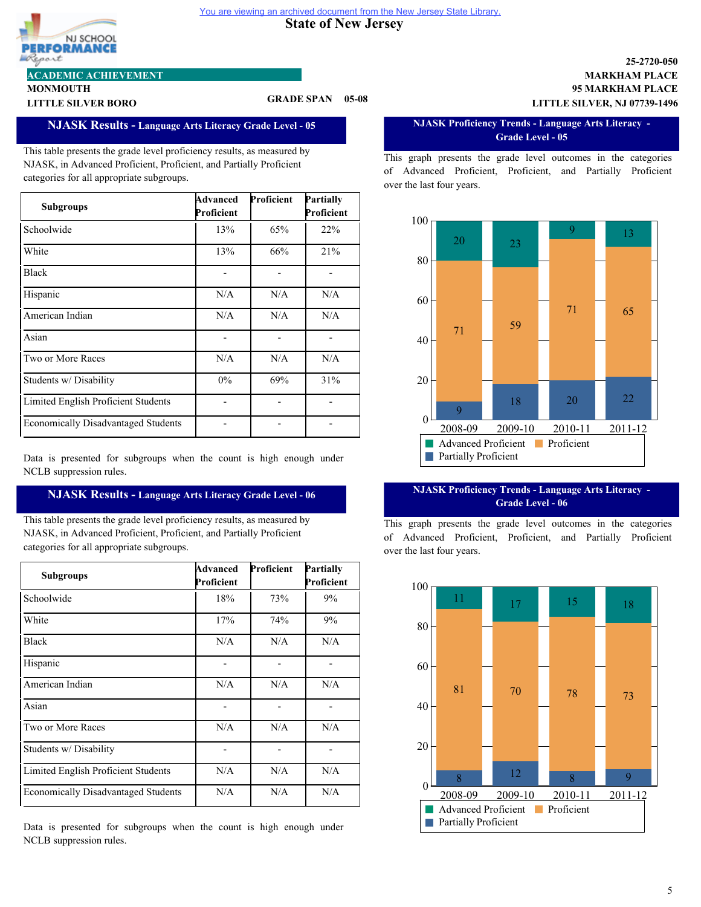You are viewing an archived document from the New Jersey State Library.

# State of New Jersey

NJ SCHOOL PERFORMANCE Report

**ACADEMIC ACHIEVEMENT**

**MONMOUTH**
**LITTLE SILVER BORO**

**GRADE SPAN 05-08**

**25-2720-050**
**MARKHAM PLACE**
**95 MARKHAM PLACE**
**LITTLE SILVER, NJ 07739-1496**

## NJASK Results - Language Arts Literacy Grade Level - 05

This table presents the grade level proficiency results, as measured by NJASK, in Advanced Proficient, Proficient, and Partially Proficient categories for all appropriate subgroups.

| Subgroups | Advanced Proficient | Proficient | Partially Proficient |
|---|---|---|---|
| Schoolwide | 13% | 65% | 22% |
| White | 13% | 66% | 21% |
| Black | - | - | - |
| Hispanic | N/A | N/A | N/A |
| American Indian | N/A | N/A | N/A |
| Asian | - | - | - |
| Two or More Races | N/A | N/A | N/A |
| Students w/ Disability | 0% | 69% | 31% |
| Limited English Proficient Students | - | - | - |
| Economically Disadvantaged Students | - | - | - |

Data is presented for subgroups when the count is high enough under NCLB suppression rules.

## NJASK Proficiency Trends - Language Arts Literacy - Grade Level - 05

This graph presents the grade level outcomes in the categories of Advanced Proficient, Proficient, and Partially Proficient over the last four years.

| Year | Advanced Proficient | Proficient | Partially Proficient |
|---|---|---|---|
| 2008-09 | 20 | 71 | 9 |
| 2009-10 | 23 | 59 | 18 |
| 2010-11 | 9 | 71 | 20 |
| 2011-12 | 13 | 65 | 22 |

## NJASK Results - Language Arts Literacy Grade Level - 06

This table presents the grade level proficiency results, as measured by NJASK, in Advanced Proficient, Proficient, and Partially Proficient categories for all appropriate subgroups.

| Subgroups | Advanced Proficient | Proficient | Partially Proficient |
|---|---|---|---|
| Schoolwide | 18% | 73% | 9% |
| White | 17% | 74% | 9% |
| Black | N/A | N/A | N/A |
| Hispanic | - | - | - |
| American Indian | N/A | N/A | N/A |
| Asian | - | - | - |
| Two or More Races | N/A | N/A | N/A |
| Students w/ Disability | - | - | - |
| Limited English Proficient Students | N/A | N/A | N/A |
| Economically Disadvantaged Students | N/A | N/A | N/A |

Data is presented for subgroups when the count is high enough under NCLB suppression rules.

## NJASK Proficiency Trends - Language Arts Literacy - Grade Level - 06

This graph presents the grade level outcomes in the categories of Advanced Proficient, Proficient, and Partially Proficient over the last four years.

| Year | Advanced Proficient | Proficient | Partially Proficient |
|---|---|---|---|
| 2008-09 | 11 | 81 | 8 |
| 2009-10 | 17 | 70 | 12 |
| 2010-11 | 15 | 78 | 8 |
| 2011-12 | 18 | 73 | 9 |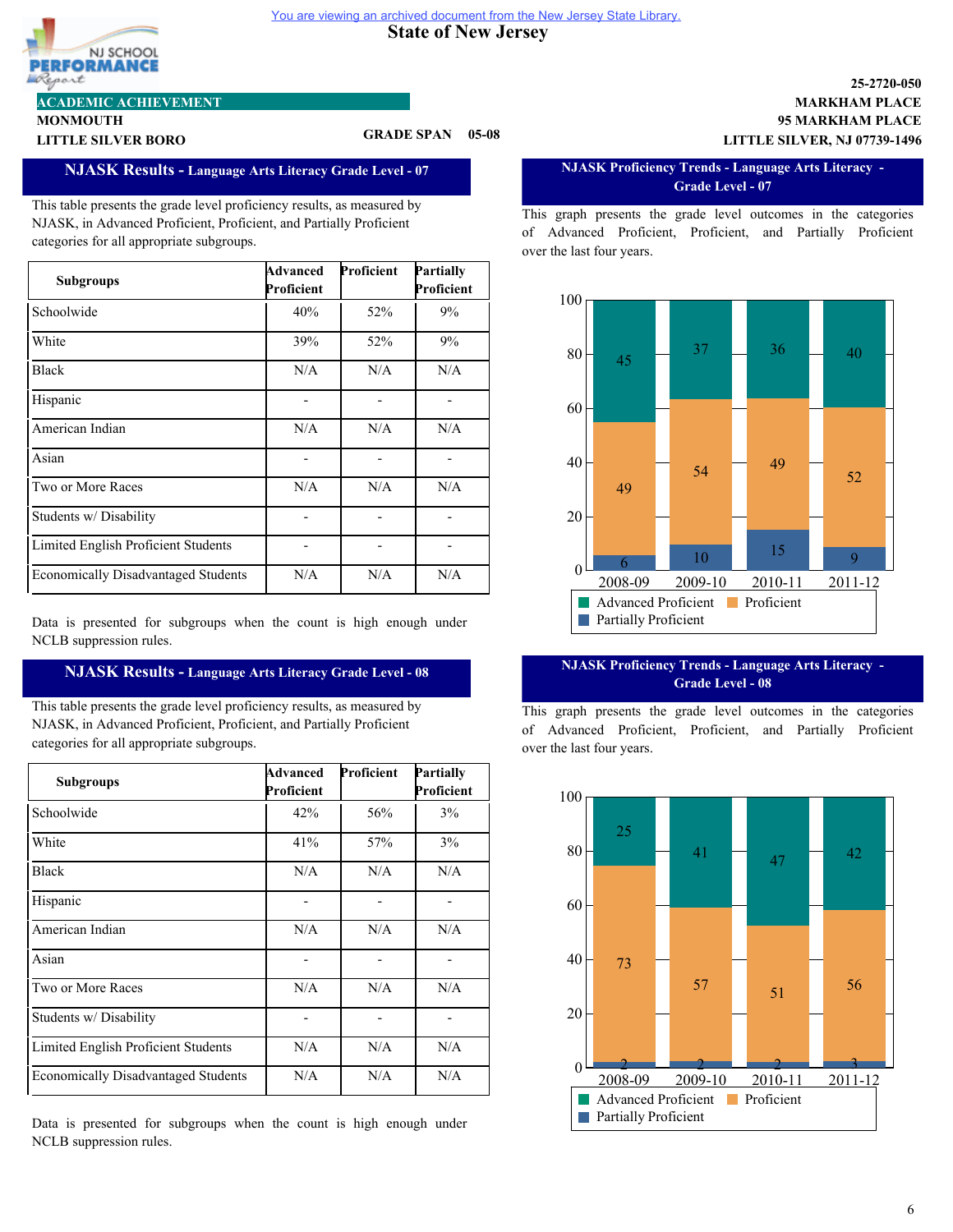You are viewing an archived document from the New Jersey State Library.

# State of New Jersey

NJ SCHOOL PERFORMANCE Report

**ACADEMIC ACHIEVEMENT**

**MONMOUTH**
**LITTLE SILVER BORO**

**GRADE SPAN 05-08**

**25-2720-050**
**MARKHAM PLACE**
**95 MARKHAM PLACE**
**LITTLE SILVER, NJ 07739-1496**

## NJASK Results - Language Arts Literacy Grade Level - 07

This table presents the grade level proficiency results, as measured by NJASK, in Advanced Proficient, Proficient, and Partially Proficient categories for all appropriate subgroups.

| Subgroups | Advanced Proficient | Proficient | Partially Proficient |
|---|---|---|---|
| Schoolwide | 40% | 52% | 9% |
| White | 39% | 52% | 9% |
| Black | N/A | N/A | N/A |
| Hispanic | - | - | - |
| American Indian | N/A | N/A | N/A |
| Asian | - | - | - |
| Two or More Races | N/A | N/A | N/A |
| Students w/ Disability | - | - | - |
| Limited English Proficient Students | - | - | - |
| Economically Disadvantaged Students | N/A | N/A | N/A |

Data is presented for subgroups when the count is high enough under NCLB suppression rules.

## NJASK Proficiency Trends - Language Arts Literacy - Grade Level - 07

This graph presents the grade level outcomes in the categories of Advanced Proficient, Proficient, and Partially Proficient over the last four years.

| Year | Advanced Proficient | Proficient | Partially Proficient |
|---|---|---|---|
| 2008-09 | 45 | 49 | 6 |
| 2009-10 | 37 | 54 | 10 |
| 2010-11 | 36 | 49 | 15 |
| 2011-12 | 40 | 52 | 9 |

## NJASK Results - Language Arts Literacy Grade Level - 08

This table presents the grade level proficiency results, as measured by NJASK, in Advanced Proficient, Proficient, and Partially Proficient categories for all appropriate subgroups.

| Subgroups | Advanced Proficient | Proficient | Partially Proficient |
|---|---|---|---|
| Schoolwide | 42% | 56% | 3% |
| White | 41% | 57% | 3% |
| Black | N/A | N/A | N/A |
| Hispanic | - | - | - |
| American Indian | N/A | N/A | N/A |
| Asian | - | - | - |
| Two or More Races | N/A | N/A | N/A |
| Students w/ Disability | - | - | - |
| Limited English Proficient Students | N/A | N/A | N/A |
| Economically Disadvantaged Students | N/A | N/A | N/A |

Data is presented for subgroups when the count is high enough under NCLB suppression rules.

## NJASK Proficiency Trends - Language Arts Literacy - Grade Level - 08

This graph presents the grade level outcomes in the categories of Advanced Proficient, Proficient, and Partially Proficient over the last four years.

| Year | Advanced Proficient | Proficient | Partially Proficient |
|---|---|---|---|
| 2008-09 | 25 | 73 | 2 |
| 2009-10 | 41 | 57 | 2 |
| 2010-11 | 47 | 51 | 2 |
| 2011-12 | 42 | 56 | 3 |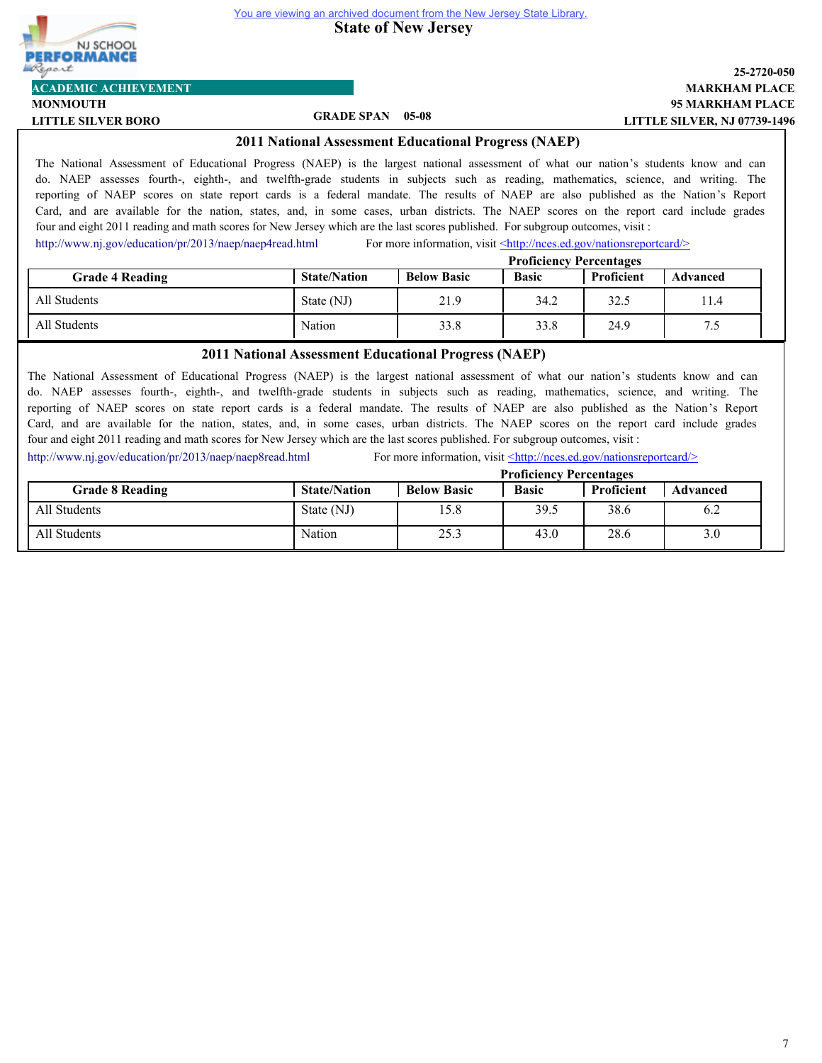You are viewing an archived document from the New Jersey State Library.

**State of New Jersey**

**ACADEMIC ACHIEVEMENT**

**MONMOUTH**
**LITTLE SILVER BORO**

**GRADE SPAN 05-08**

**25-2720-050**
**MARKHAM PLACE**
**95 MARKHAM PLACE**
**LITTLE SILVER, NJ 07739-1496**

## 2011 National Assessment Educational Progress (NAEP)

The National Assessment of Educational Progress (NAEP) is the largest national assessment of what our nation's students know and can do. NAEP assesses fourth-, eighth-, and twelfth-grade students in subjects such as reading, mathematics, science, and writing. The reporting of NAEP scores on state report cards is a federal mandate. The results of NAEP are also published as the Nation's Report Card, and are available for the nation, states, and, in some cases, urban districts. The NAEP scores on the report card include grades four and eight 2011 reading and math scores for New Jersey which are the last scores published. For subgroup outcomes, visit : http://www.nj.gov/education/pr/2013/naep/naep4read.html For more information, visit <http://nces.ed.gov/nationsreportcard/>

| Grade 4 Reading | State/Nation | Proficiency Percentages | | | |
|---|---|---|---|---|---|
| | | Below Basic | Basic | Proficient | Advanced |
| All Students | State (NJ) | 21.9 | 34.2 | 32.5 | 11.4 |
| All Students | Nation | 33.8 | 33.8 | 24.9 | 7.5 |

## 2011 National Assessment Educational Progress (NAEP)

The National Assessment of Educational Progress (NAEP) is the largest national assessment of what our nation's students know and can do. NAEP assesses fourth-, eighth-, and twelfth-grade students in subjects such as reading, mathematics, science, and writing. The reporting of NAEP scores on state report cards is a federal mandate. The results of NAEP are also published as the Nation's Report Card, and are available for the nation, states, and, in some cases, urban districts. The NAEP scores on the report card include grades four and eight 2011 reading and math scores for New Jersey which are the last scores published. For subgroup outcomes, visit : http://www.nj.gov/education/pr/2013/naep/naep8read.html For more information, visit <http://nces.ed.gov/nationsreportcard/>

| Grade 8 Reading | State/Nation | Proficiency Percentages | | | |
|---|---|---|---|---|---|
| | | Below Basic | Basic | Proficient | Advanced |
| All Students | State (NJ) | 15.8 | 39.5 | 38.6 | 6.2 |
| All Students | Nation | 25.3 | 43.0 | 28.6 | 3.0 |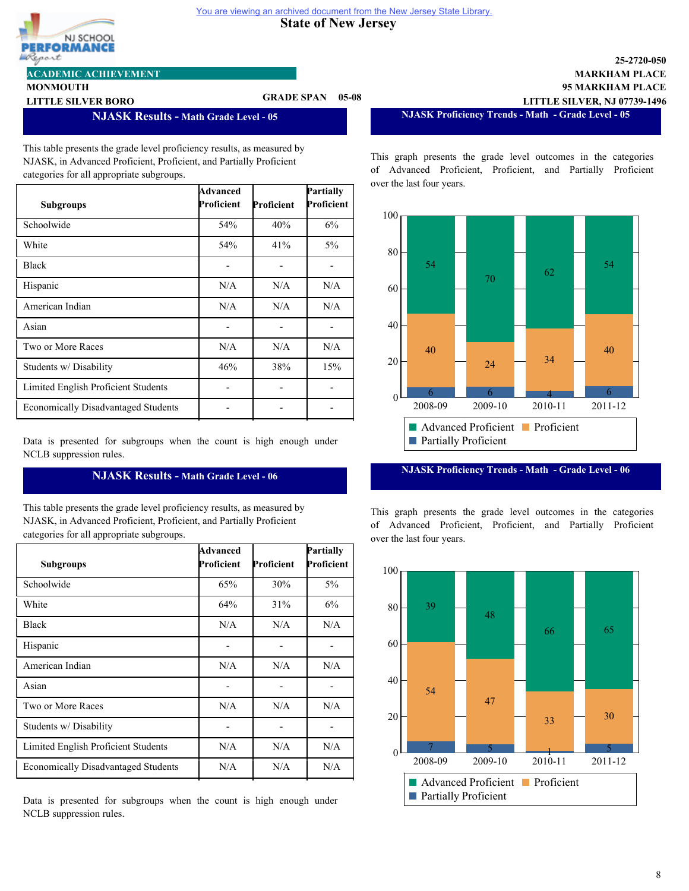You are viewing an archived document from the New Jersey State Library.

# State of New Jersey

NJ SCHOOL PERFORMANCE Report

**ACADEMIC ACHIEVEMENT**

MONMOUTH
LITTLE SILVER BORO

GRADE SPAN 05-08

25-2720-050
MARKHAM PLACE
95 MARKHAM PLACE
LITTLE SILVER, NJ 07739-1496

## NJASK Results - Math Grade Level - 05

This table presents the grade level proficiency results, as measured by NJASK, in Advanced Proficient, Proficient, and Partially Proficient categories for all appropriate subgroups.

| Subgroups | Advanced Proficient | Proficient | Partially Proficient |
|---|---|---|---|
| Schoolwide | 54% | 40% | 6% |
| White | 54% | 41% | 5% |
| Black | - | - | - |
| Hispanic | N/A | N/A | N/A |
| American Indian | N/A | N/A | N/A |
| Asian | - | - | - |
| Two or More Races | N/A | N/A | N/A |
| Students w/ Disability | 46% | 38% | 15% |
| Limited English Proficient Students | - | - | - |
| Economically Disadvantaged Students | - | - | - |

Data is presented for subgroups when the count is high enough under NCLB suppression rules.

## NJASK Proficiency Trends - Math - Grade Level - 05

This graph presents the grade level outcomes in the categories of Advanced Proficient, Proficient, and Partially Proficient over the last four years.

| Year | Advanced Proficient | Proficient | Partially Proficient |
|---|---|---|---|
| 2008-09 | 54 | 40 | 6 |
| 2009-10 | 70 | 24 | 6 |
| 2010-11 | 62 | 34 | 4 |
| 2011-12 | 54 | 40 | 6 |

## NJASK Results - Math Grade Level - 06

This table presents the grade level proficiency results, as measured by NJASK, in Advanced Proficient, Proficient, and Partially Proficient categories for all appropriate subgroups.

| Subgroups | Advanced Proficient | Proficient | Partially Proficient |
|---|---|---|---|
| Schoolwide | 65% | 30% | 5% |
| White | 64% | 31% | 6% |
| Black | N/A | N/A | N/A |
| Hispanic | - | - | - |
| American Indian | N/A | N/A | N/A |
| Asian | - | - | - |
| Two or More Races | N/A | N/A | N/A |
| Students w/ Disability | - | - | - |
| Limited English Proficient Students | N/A | N/A | N/A |
| Economically Disadvantaged Students | N/A | N/A | N/A |

Data is presented for subgroups when the count is high enough under NCLB suppression rules.

## NJASK Proficiency Trends - Math - Grade Level - 06

This graph presents the grade level outcomes in the categories of Advanced Proficient, Proficient, and Partially Proficient over the last four years.

| Year | Advanced Proficient | Proficient | Partially Proficient |
|---|---|---|---|
| 2008-09 | 39 | 54 | 7 |
| 2009-10 | 48 | 47 | 5 |
| 2010-11 | 66 | 33 | 1 |
| 2011-12 | 65 | 30 | 5 |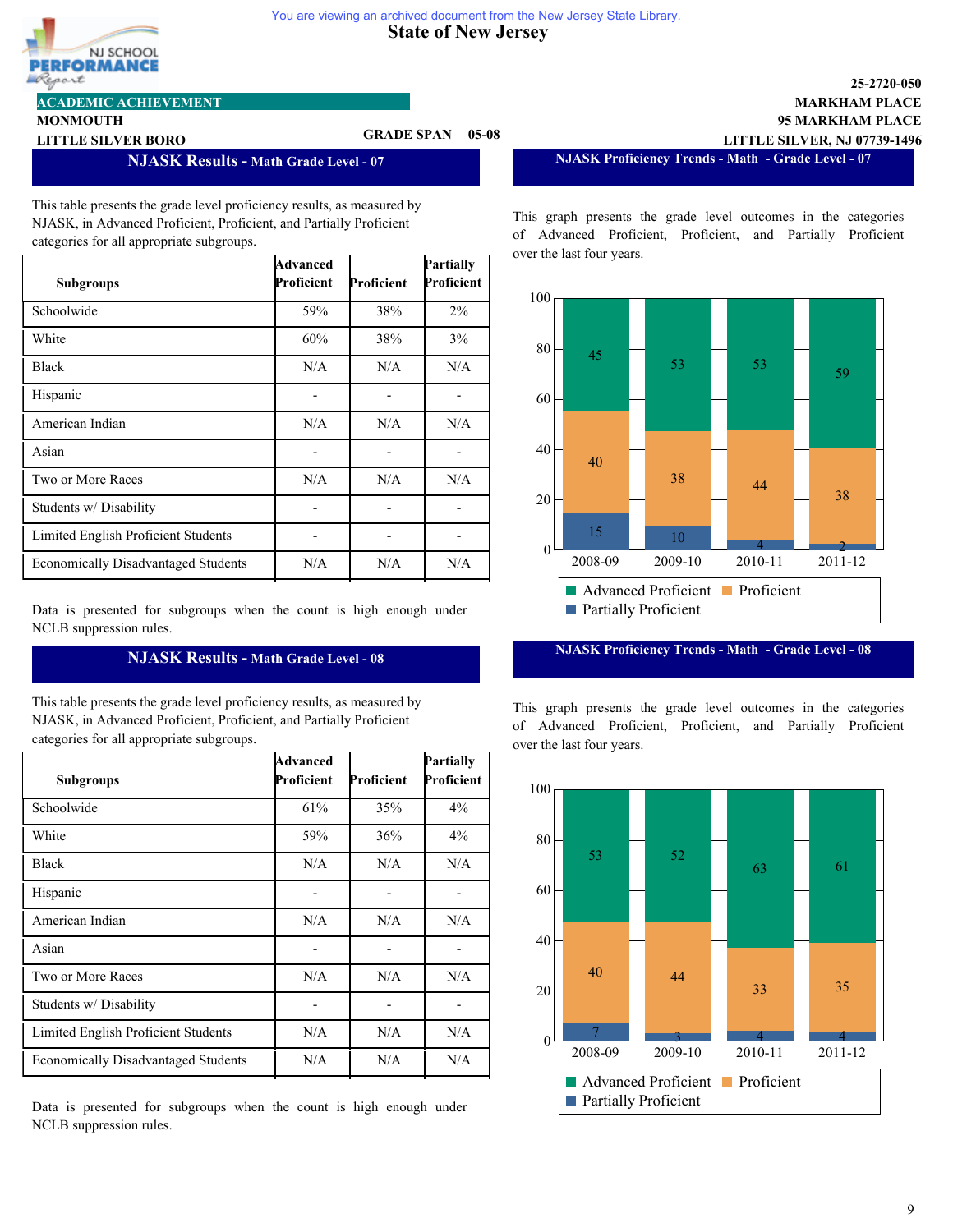You are viewing an archived document from the New Jersey State Library.

# State of New Jersey

NJ SCHOOL PERFORMANCE Report

**ACADEMIC ACHIEVEMENT**

**MONMOUTH** 
**LITTLE SILVER BORO** 
**GRADE SPAN 05-08**

**25-2720-050** 
**MARKHAM PLACE** 
**95 MARKHAM PLACE** 
**LITTLE SILVER, NJ 07739-1496**

## NJASK Results - Math Grade Level - 07

This table presents the grade level proficiency results, as measured by NJASK, in Advanced Proficient, Proficient, and Partially Proficient categories for all appropriate subgroups.

| Subgroups | Advanced Proficient | Proficient | Partially Proficient |
|---|---|---|---|
| Schoolwide | 59% | 38% | 2% |
| White | 60% | 38% | 3% |
| Black | N/A | N/A | N/A |
| Hispanic | - | - | - |
| American Indian | N/A | N/A | N/A |
| Asian | - | - | - |
| Two or More Races | N/A | N/A | N/A |
| Students w/ Disability | - | - | - |
| Limited English Proficient Students | - | - | - |
| Economically Disadvantaged Students | N/A | N/A | N/A |

Data is presented for subgroups when the count is high enough under NCLB suppression rules.

## NJASK Proficiency Trends - Math - Grade Level - 07

This graph presents the grade level outcomes in the categories of Advanced Proficient, Proficient, and Partially Proficient over the last four years.

| | 2008-09 | 2009-10 | 2010-11 | 2011-12 |
|---|---|---|---|---|
| Advanced Proficient | 45 | 53 | 53 | 59 |
| Proficient | 40 | 38 | 44 | 38 |
| Partially Proficient | 15 | 10 | 4 | 2 |

## NJASK Results - Math Grade Level - 08

This table presents the grade level proficiency results, as measured by NJASK, in Advanced Proficient, Proficient, and Partially Proficient categories for all appropriate subgroups.

| Subgroups | Advanced Proficient | Proficient | Partially Proficient |
|---|---|---|---|
| Schoolwide | 61% | 35% | 4% |
| White | 59% | 36% | 4% |
| Black | N/A | N/A | N/A |
| Hispanic | - | - | - |
| American Indian | N/A | N/A | N/A |
| Asian | - | - | - |
| Two or More Races | N/A | N/A | N/A |
| Students w/ Disability | - | - | - |
| Limited English Proficient Students | N/A | N/A | N/A |
| Economically Disadvantaged Students | N/A | N/A | N/A |

Data is presented for subgroups when the count is high enough under NCLB suppression rules.

## NJASK Proficiency Trends - Math - Grade Level - 08

This graph presents the grade level outcomes in the categories of Advanced Proficient, Proficient, and Partially Proficient over the last four years.

| | 2008-09 | 2009-10 | 2010-11 | 2011-12 |
|---|---|---|---|---|
| Advanced Proficient | 53 | 52 | 63 | 61 |
| Proficient | 40 | 44 | 33 | 35 |
| Partially Proficient | 7 | 3 | 4 | 4 |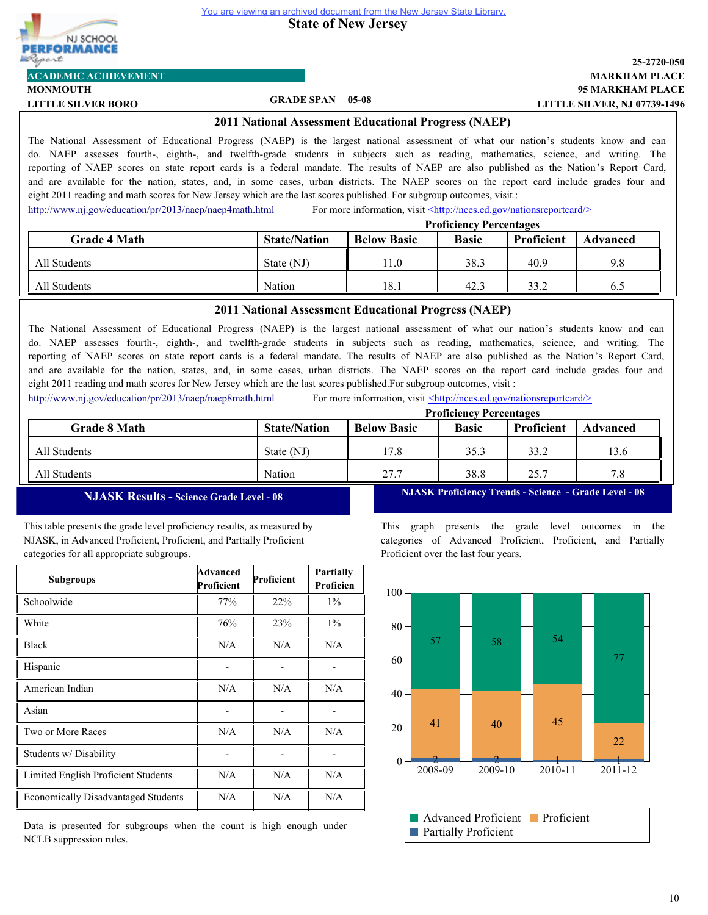You are viewing an archived document from the New Jersey State Library.

# State of New Jersey

NJ SCHOOL PERFORMANCE Report

**ACADEMIC ACHIEVEMENT**

**MONMOUTH**
**LITTLE SILVER BORO**

**GRADE SPAN 05-08**

**25-2720-050**
**MARKHAM PLACE**
**95 MARKHAM PLACE**
**LITTLE SILVER, NJ 07739-1496**

## 2011 National Assessment Educational Progress (NAEP)

The National Assessment of Educational Progress (NAEP) is the largest national assessment of what our nation's students know and can do. NAEP assesses fourth-, eighth-, and twelfth-grade students in subjects such as reading, mathematics, science, and writing. The reporting of NAEP scores on state report cards is a federal mandate. The results of NAEP are also published as the Nation's Report Card, and are available for the nation, states, and, in some cases, urban districts. The NAEP scores on the report card include grades four and eight 2011 reading and math scores for New Jersey which are the last scores published. For subgroup outcomes, visit :

http://www.nj.gov/education/pr/2013/naep/naep4math.html For more information, visit <http://nces.ed.gov/nationsreportcard/>

| Grade 4 Math | State/Nation | Proficiency Percentages Below Basic | Basic | Proficient | Advanced |
|---|---|---|---|---|---|
| All Students | State (NJ) | 11.0 | 38.3 | 40.9 | 9.8 |
| All Students | Nation | 18.1 | 42.3 | 33.2 | 6.5 |

## 2011 National Assessment Educational Progress (NAEP)

The National Assessment of Educational Progress (NAEP) is the largest national assessment of what our nation's students know and can do. NAEP assesses fourth-, eighth-, and twelfth-grade students in subjects such as reading, mathematics, science, and writing. The reporting of NAEP scores on state report cards is a federal mandate. The results of NAEP are also published as the Nation's Report Card, and are available for the nation, states, and, in some cases, urban districts. The NAEP scores on the report card include grades four and eight 2011 reading and math scores for New Jersey which are the last scores published.For subgroup outcomes, visit :

http://www.nj.gov/education/pr/2013/naep/naep8math.html For more information, visit <http://nces.ed.gov/nationsreportcard/>

| Grade 8 Math | State/Nation | Proficiency Percentages Below Basic | Basic | Proficient | Advanced |
|---|---|---|---|---|---|
| All Students | State (NJ) | 17.8 | 35.3 | 33.2 | 13.6 |
| All Students | Nation | 27.7 | 38.8 | 25.7 | 7.8 |

## NJASK Results - Science Grade Level - 08

This table presents the grade level proficiency results, as measured by NJASK, in Advanced Proficient, Proficient, and Partially Proficient categories for all appropriate subgroups.

| Subgroups | Advanced Proficient | Proficient | Partially Proficien |
|---|---|---|---|
| Schoolwide | 77% | 22% | 1% |
| White | 76% | 23% | 1% |
| Black | N/A | N/A | N/A |
| Hispanic | - | - | - |
| American Indian | N/A | N/A | N/A |
| Asian | - | - | - |
| Two or More Races | N/A | N/A | N/A |
| Students w/ Disability | - | - | - |
| Limited English Proficient Students | N/A | N/A | N/A |
| Economically Disadvantaged Students | N/A | N/A | N/A |

Data is presented for subgroups when the count is high enough under NCLB suppression rules.

## NJASK Proficiency Trends - Science - Grade Level - 08

This graph presents the grade level outcomes in the categories of Advanced Proficient, Proficient, and Partially Proficient over the last four years.

| Year | Advanced Proficient | Proficient | Partially Proficient |
|---|---|---|---|
| 2008-09 | 57 | 41 | 2 |
| 2009-10 | 58 | 40 | 2 |
| 2010-11 | 54 | 45 | 1 |
| 2011-12 | 77 | 22 | 1 |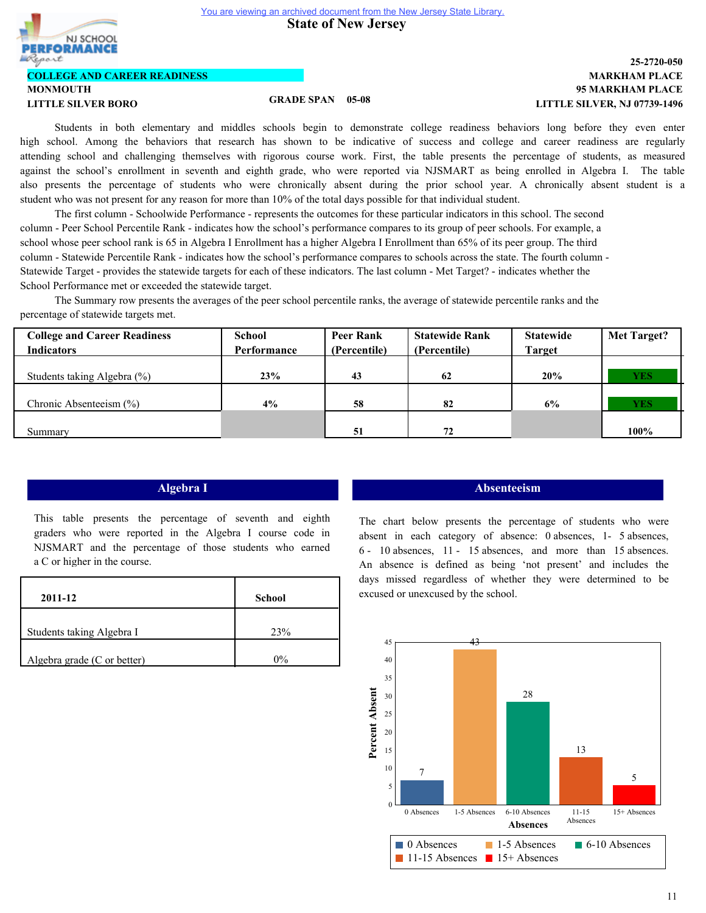You are viewing an archived document from the New Jersey State Library.

# State of New Jersey

NJ SCHOOL PERFORMANCE Report

**25-2720-050**

**COLLEGE AND CAREER READINESS**

**MONMOUTH**

**LITTLE SILVER BORO**

**GRADE SPAN 05-08**

**MARKHAM PLACE**
**95 MARKHAM PLACE**
**LITTLE SILVER, NJ 07739-1496**

Students in both elementary and middles schools begin to demonstrate college readiness behaviors long before they even enter high school. Among the behaviors that research has shown to be indicative of success and college and career readiness are regularly attending school and challenging themselves with rigorous course work. First, the table presents the percentage of students, as measured against the school's enrollment in seventh and eighth grade, who were reported via NJSMART as being enrolled in Algebra I. The table also presents the percentage of students who were chronically absent during the prior school year. A chronically absent student is a student who was not present for any reason for more than 10% of the total days possible for that individual student.

The first column - Schoolwide Performance - represents the outcomes for these particular indicators in this school. The second column - Peer School Percentile Rank - indicates how the school's performance compares to its group of peer schools. For example, a school whose peer school rank is 65 in Algebra I Enrollment has a higher Algebra I Enrollment than 65% of its peer group. The third column - Statewide Percentile Rank - indicates how the school's performance compares to schools across the state. The fourth column - Statewide Target - provides the statewide targets for each of these indicators. The last column - Met Target? - indicates whether the School Performance met or exceeded the statewide target.

The Summary row presents the averages of the peer school percentile ranks, the average of statewide percentile ranks and the percentage of statewide targets met.

| College and Career Readiness Indicators | School Performance | Peer Rank (Percentile) | Statewide Rank (Percentile) | Statewide Target | Met Target? |
|---|---|---|---|---|---|
| Students taking Algebra (%) | 23% | 43 | 62 | 20% | YES |
| Chronic Absenteeism (%) | 4% | 58 | 82 | 6% | YES |
| Summary | | 51 | 72 | | 100% |

## Algebra I

This table presents the percentage of seventh and eighth graders who were reported in the Algebra I course code in NJSMART and the percentage of those students who earned a C or higher in the course.

| 2011-12 | School |
|---|---|
| Students taking Algebra I | 23% |
| Algebra grade (C or better) | 0% |

## Absenteeism

The chart below presents the percentage of students who were absent in each category of absence: 0 absences, 1- 5 absences, 6 - 10 absences, 11 - 15 absences, and more than 15 absences. An absence is defined as being 'not present' and includes the days missed regardless of whether they were determined to be excused or unexcused by the school.

| Absences | Percent Absent |
|---|---|
| 0 Absences | 7 |
| 1-5 Absences | 43 |
| 6-10 Absences | 28 |
| 11-15 Absences | 13 |
| 15+ Absences | 5 |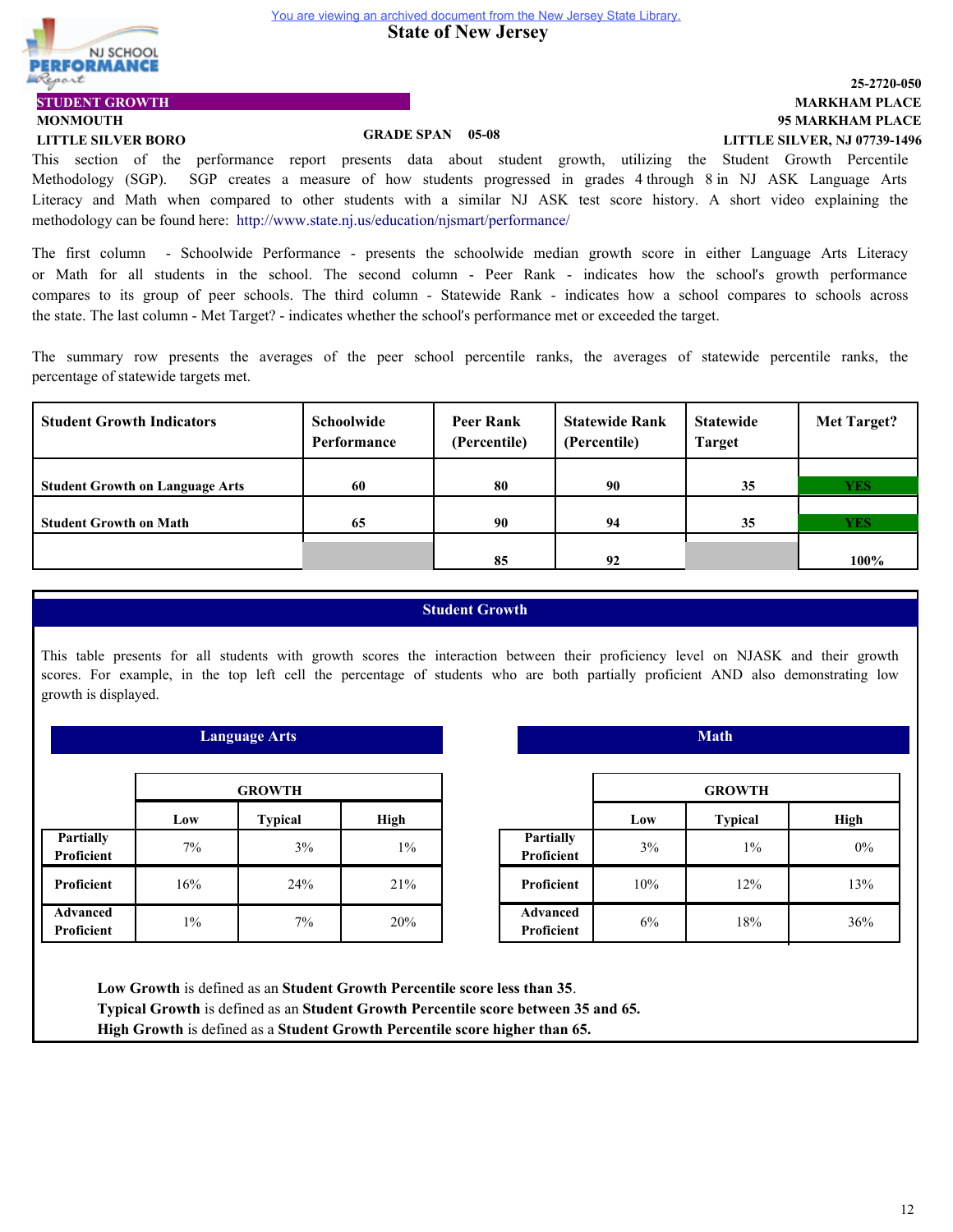You are viewing an archived document from the New Jersey State Library.

# State of New Jersey

NJ SCHOOL PERFORMANCE Report

25-2720-050

## STUDENT GROWTH

MONMOUTH

LITTLE SILVER BORO

GRADE SPAN 05-08

MARKHAM PLACE
95 MARKHAM PLACE
LITTLE SILVER, NJ 07739-1496

This section of the performance report presents data about student growth, utilizing the Student Growth Percentile Methodology (SGP). SGP creates a measure of how students progressed in grades 4 through 8 in NJ ASK Language Arts Literacy and Math when compared to other students with a similar NJ ASK test score history. A short video explaining the methodology can be found here: http://www.state.nj.us/education/njsmart/performance/

The first column - Schoolwide Performance - presents the schoolwide median growth score in either Language Arts Literacy or Math for all students in the school. The second column - Peer Rank - indicates how the school's growth performance compares to its group of peer schools. The third column - Statewide Rank - indicates how a school compares to schools across the state. The last column - Met Target? - indicates whether the school's performance met or exceeded the target.

The summary row presents the averages of the peer school percentile ranks, the averages of statewide percentile ranks, the percentage of statewide targets met.

| Student Growth Indicators | Schoolwide Performance | Peer Rank (Percentile) | Statewide Rank (Percentile) | Statewide Target | Met Target? |
|---|---|---|---|---|---|
| Student Growth on Language Arts | 60 | 80 | 90 | 35 | YES |
| Student Growth on Math | 65 | 90 | 94 | 35 | YES |
| | | 85 | 92 | | 100% |

## Student Growth

This table presents for all students with growth scores the interaction between their proficiency level on NJASK and their growth scores. For example, in the top left cell the percentage of students who are both partially proficient AND also demonstrating low growth is displayed.

### Language Arts

| | GROWTH | | |
|---|---|---|---|
| | Low | Typical | High |
| Partially Proficient | 7% | 3% | 1% |
| Proficient | 16% | 24% | 21% |
| Advanced Proficient | 1% | 7% | 20% |

### Math

| | GROWTH | | |
|---|---|---|---|
| | Low | Typical | High |
| Partially Proficient | 3% | 1% | 0% |
| Proficient | 10% | 12% | 13% |
| Advanced Proficient | 6% | 18% | 36% |

**Low Growth** is defined as an **Student Growth Percentile score less than 35**.
**Typical Growth** is defined as an **Student Growth Percentile score between 35 and 65.**
**High Growth** is defined as a **Student Growth Percentile score higher than 65.**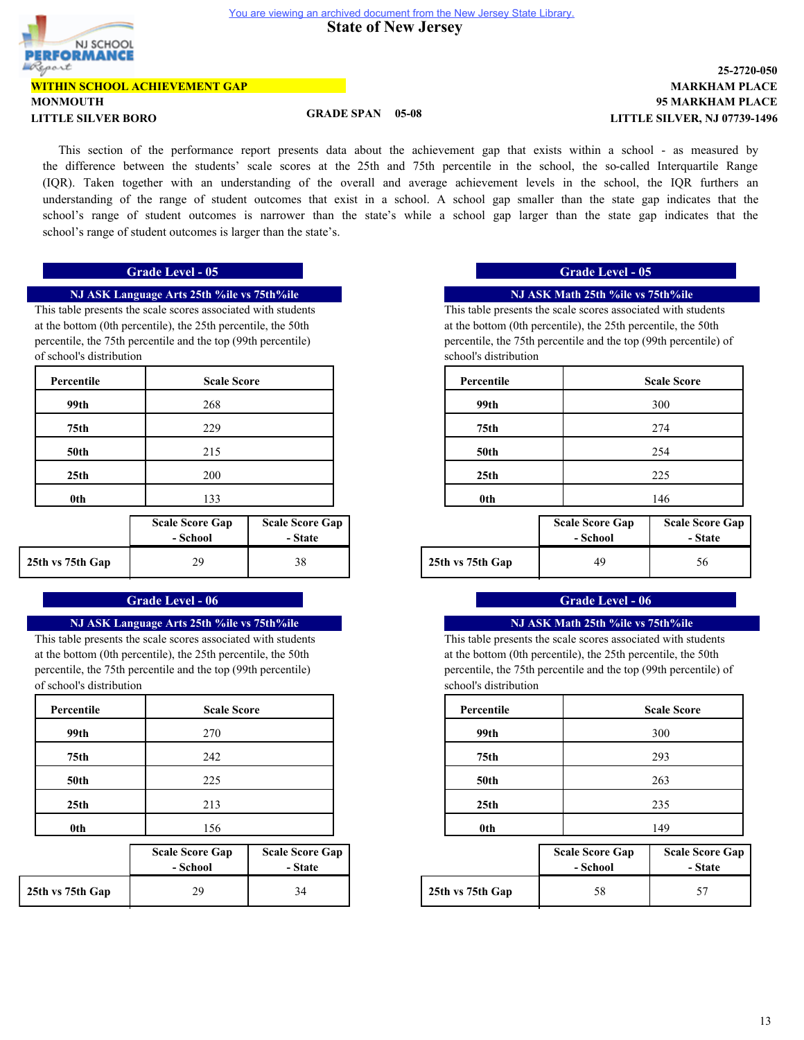You are viewing an archived document from the New Jersey State Library.

# State of New Jersey

**WITHIN SCHOOL ACHIEVEMENT GAP**

**MONMOUTH**
**LITTLE SILVER BORO**

**GRADE SPAN 05-08**

**25-2720-050**
**MARKHAM PLACE**
**95 MARKHAM PLACE**
**LITTLE SILVER, NJ 07739-1496**

This section of the performance report presents data about the achievement gap that exists within a school - as measured by the difference between the students' scale scores at the 25th and 75th percentile in the school, the so-called Interquartile Range (IQR). Taken together with an understanding of the overall and average achievement levels in the school, the IQR furthers an understanding of the range of student outcomes that exist in a school. A school gap smaller than the state gap indicates that the school's range of student outcomes is narrower than the state's while a school gap larger than the state gap indicates that the school's range of student outcomes is larger than the state's.

## Grade Level - 05

### NJ ASK Language Arts 25th %ile vs 75th%ile

This table presents the scale scores associated with students at the bottom (0th percentile), the 25th percentile, the 50th percentile, the 75th percentile and the top (99th percentile) of school's distribution

| Percentile | Scale Score |
|---|---|
| 99th | 268 |
| 75th | 229 |
| 50th | 215 |
| 25th | 200 |
| 0th | 133 |

| | Scale Score Gap - School | Scale Score Gap - State |
|---|---|---|
| 25th vs 75th Gap | 29 | 38 |

### NJ ASK Math 25th %ile vs 75th%ile

This table presents the scale scores associated with students at the bottom (0th percentile), the 25th percentile, the 50th percentile, the 75th percentile and the top (99th percentile) of school's distribution

| Percentile | Scale Score |
|---|---|
| 99th | 300 |
| 75th | 274 |
| 50th | 254 |
| 25th | 225 |
| 0th | 146 |

| | Scale Score Gap - School | Scale Score Gap - State |
|---|---|---|
| 25th vs 75th Gap | 49 | 56 |

## Grade Level - 06

### NJ ASK Language Arts 25th %ile vs 75th%ile

This table presents the scale scores associated with students at the bottom (0th percentile), the 25th percentile, the 50th percentile, the 75th percentile and the top (99th percentile) of school's distribution

| Percentile | Scale Score |
|---|---|
| 99th | 270 |
| 75th | 242 |
| 50th | 225 |
| 25th | 213 |
| 0th | 156 |

| | Scale Score Gap - School | Scale Score Gap - State |
|---|---|---|
| 25th vs 75th Gap | 29 | 34 |

### NJ ASK Math 25th %ile vs 75th%ile

This table presents the scale scores associated with students at the bottom (0th percentile), the 25th percentile, the 50th percentile, the 75th percentile and the top (99th percentile) of school's distribution

| Percentile | Scale Score |
|---|---|
| 99th | 300 |
| 75th | 293 |
| 50th | 263 |
| 25th | 235 |
| 0th | 149 |

| | Scale Score Gap - School | Scale Score Gap - State |
|---|---|---|
| 25th vs 75th Gap | 58 | 57 |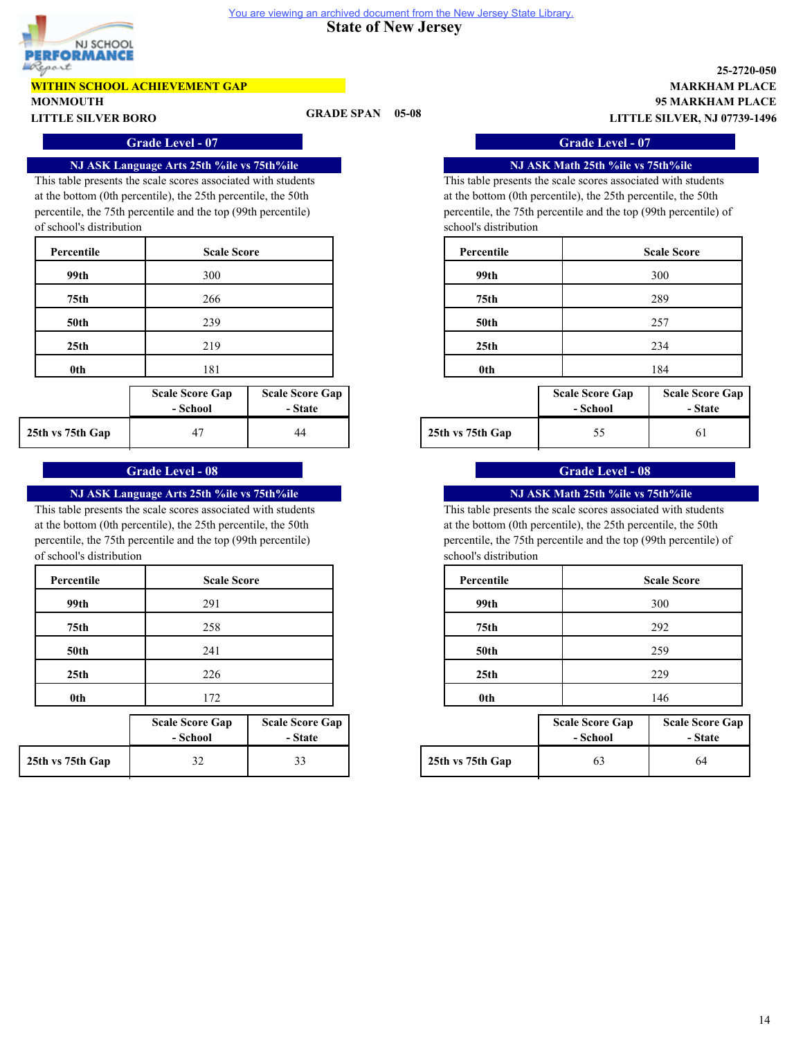You are viewing an archived document from the New Jersey State Library.

# State of New Jersey

**WITHIN SCHOOL ACHIEVEMENT GAP**

**MONMOUTH**
**LITTLE SILVER BORO**

**GRADE SPAN 05-08**

**25-2720-050**
**MARKHAM PLACE**
**95 MARKHAM PLACE**
**LITTLE SILVER, NJ 07739-1496**

## Grade Level - 07

### NJ ASK Language Arts 25th %ile vs 75th%ile

This table presents the scale scores associated with students at the bottom (0th percentile), the 25th percentile, the 50th percentile, the 75th percentile and the top (99th percentile) of school's distribution

| Percentile | Scale Score |
|---|---|
| 99th | 300 |
| 75th | 266 |
| 50th | 239 |
| 25th | 219 |
| 0th | 181 |

| | Scale Score Gap - School | Scale Score Gap - State |
|---|---|---|
| 25th vs 75th Gap | 47 | 44 |

### NJ ASK Math 25th %ile vs 75th%ile

This table presents the scale scores associated with students at the bottom (0th percentile), the 25th percentile, the 50th percentile, the 75th percentile and the top (99th percentile) of school's distribution

| Percentile | Scale Score |
|---|---|
| 99th | 300 |
| 75th | 289 |
| 50th | 257 |
| 25th | 234 |
| 0th | 184 |

| | Scale Score Gap - School | Scale Score Gap - State |
|---|---|---|
| 25th vs 75th Gap | 55 | 61 |

## Grade Level - 08

### NJ ASK Language Arts 25th %ile vs 75th%ile

This table presents the scale scores associated with students at the bottom (0th percentile), the 25th percentile, the 50th percentile, the 75th percentile and the top (99th percentile) of school's distribution

| Percentile | Scale Score |
|---|---|
| 99th | 291 |
| 75th | 258 |
| 50th | 241 |
| 25th | 226 |
| 0th | 172 |

| | Scale Score Gap - School | Scale Score Gap - State |
|---|---|---|
| 25th vs 75th Gap | 32 | 33 |

### NJ ASK Math 25th %ile vs 75th%ile

This table presents the scale scores associated with students at the bottom (0th percentile), the 25th percentile, the 50th percentile, the 75th percentile and the top (99th percentile) of school's distribution

| Percentile | Scale Score |
|---|---|
| 99th | 300 |
| 75th | 292 |
| 50th | 259 |
| 25th | 229 |
| 0th | 146 |

| | Scale Score Gap - School | Scale Score Gap - State |
|---|---|---|
| 25th vs 75th Gap | 63 | 64 |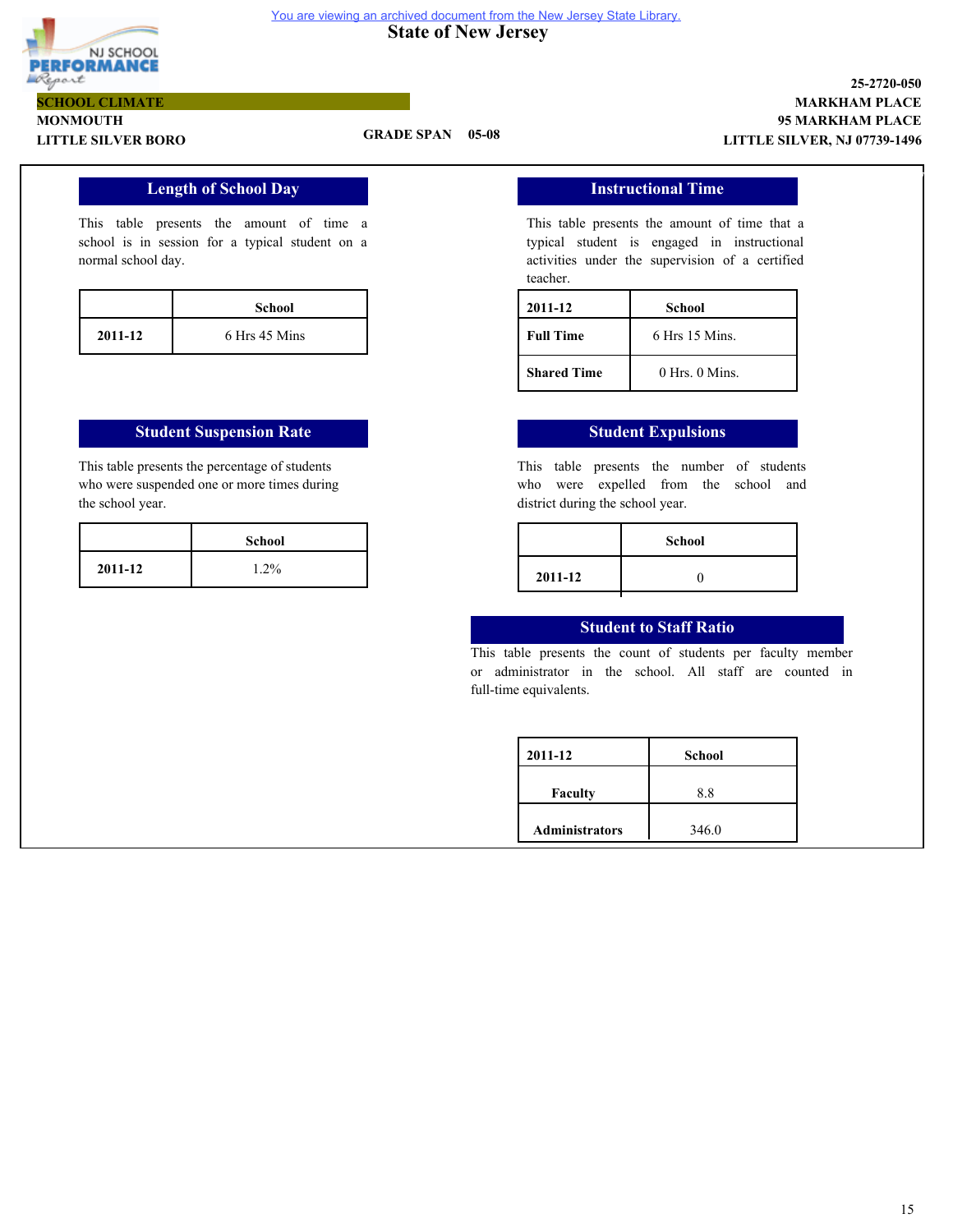You are viewing an archived document from the New Jersey State Library.

# State of New Jersey

**SCHOOL CLIMATE**

**MONMOUTH**
**LITTLE SILVER BORO**

**GRADE SPAN 05-08**

**25-2720-050**
**MARKHAM PLACE**
**95 MARKHAM PLACE**
**LITTLE SILVER, NJ 07739-1496**

## Length of School Day

This table presents the amount of time a school is in session for a typical student on a normal school day.

| | School |
|---|---|
| **2011-12** | 6 Hrs 45 Mins |

## Instructional Time

This table presents the amount of time that a typical student is engaged in instructional activities under the supervision of a certified teacher.

| 2011-12 | School |
|---|---|
| **Full Time** | 6 Hrs 15 Mins. |
| **Shared Time** | 0 Hrs. 0 Mins. |

## Student Suspension Rate

This table presents the percentage of students who were suspended one or more times during the school year.

| | School |
|---|---|
| **2011-12** | 1.2% |

## Student Expulsions

This table presents the number of students who were expelled from the school and district during the school year.

| | School |
|---|---|
| **2011-12** | 0 |

## Student to Staff Ratio

This table presents the count of students per faculty member or administrator in the school. All staff are counted in full-time equivalents.

| 2011-12 | School |
|---|---|
| **Faculty** | 8.8 |
| **Administrators** | 346.0 |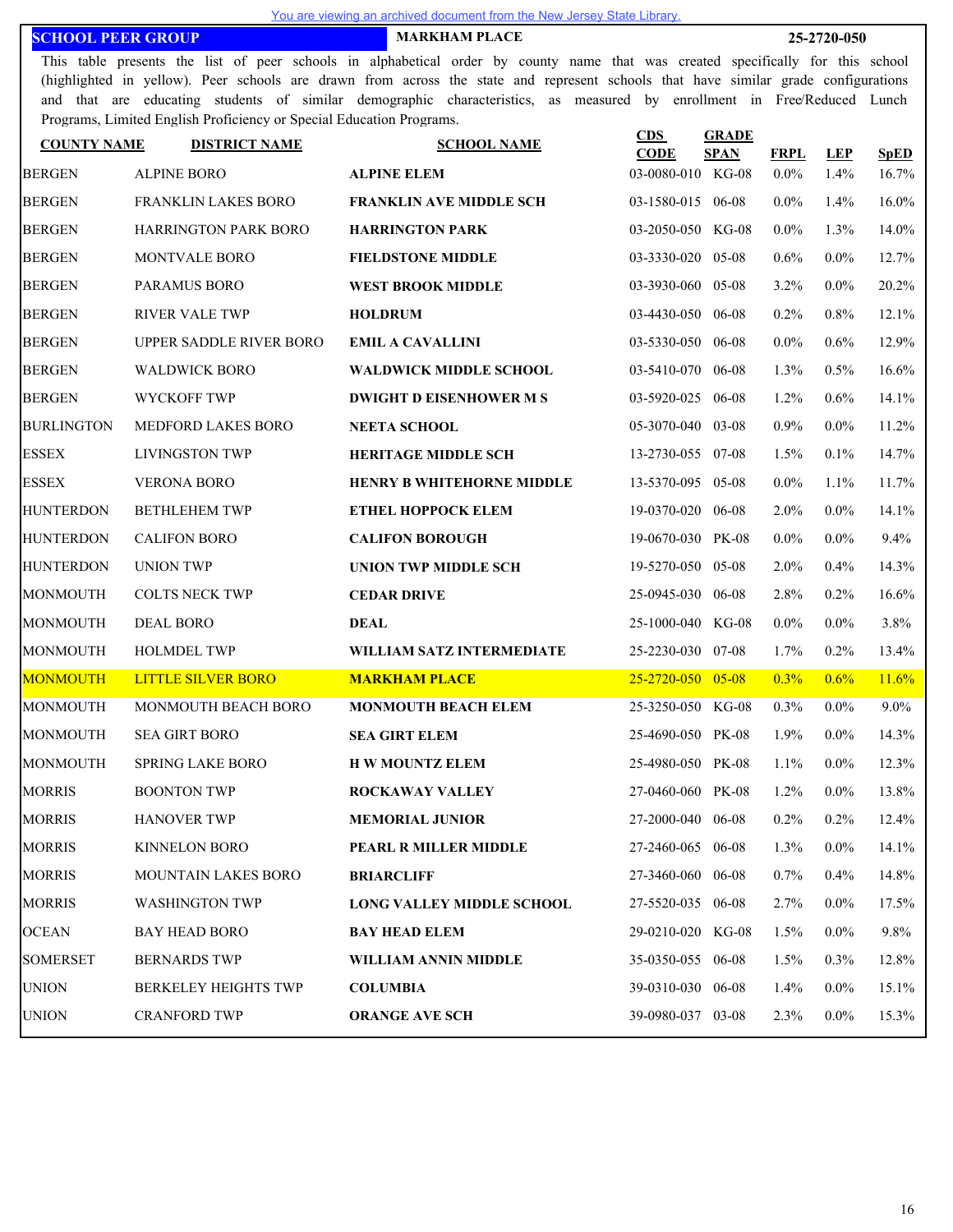You are viewing an archived document from the New Jersey State Library.

## SCHOOL PEER GROUP — MARKHAM PLACE — 25-2720-050

This table presents the list of peer schools in alphabetical order by county name that was created specifically for this school (highlighted in yellow). Peer schools are drawn from across the state and represent schools that have similar grade configurations and that are educating students of similar demographic characteristics, as measured by enrollment in Free/Reduced Lunch Programs, Limited English Proficiency or Special Education Programs.

| COUNTY NAME | DISTRICT NAME | SCHOOL NAME | CDS CODE | GRADE SPAN | FRPL | LEP | SpED |
|---|---|---|---|---|---|---|---|
| BERGEN | ALPINE BORO | **ALPINE ELEM** | 03-0080-010 | KG-08 | 0.0% | 1.4% | 16.7% |
| BERGEN | FRANKLIN LAKES BORO | **FRANKLIN AVE MIDDLE SCH** | 03-1580-015 | 06-08 | 0.0% | 1.4% | 16.0% |
| BERGEN | HARRINGTON PARK BORO | **HARRINGTON PARK** | 03-2050-050 | KG-08 | 0.0% | 1.3% | 14.0% |
| BERGEN | MONTVALE BORO | **FIELDSTONE MIDDLE** | 03-3330-020 | 05-08 | 0.6% | 0.0% | 12.7% |
| BERGEN | PARAMUS BORO | **WEST BROOK MIDDLE** | 03-3930-060 | 05-08 | 3.2% | 0.0% | 20.2% |
| BERGEN | RIVER VALE TWP | **HOLDRUM** | 03-4430-050 | 06-08 | 0.2% | 0.8% | 12.1% |
| BERGEN | UPPER SADDLE RIVER BORO | **EMIL A CAVALLINI** | 03-5330-050 | 06-08 | 0.0% | 0.6% | 12.9% |
| BERGEN | WALDWICK BORO | **WALDWICK MIDDLE SCHOOL** | 03-5410-070 | 06-08 | 1.3% | 0.5% | 16.6% |
| BERGEN | WYCKOFF TWP | **DWIGHT D EISENHOWER M S** | 03-5920-025 | 06-08 | 1.2% | 0.6% | 14.1% |
| BURLINGTON | MEDFORD LAKES BORO | **NEETA SCHOOL** | 05-3070-040 | 03-08 | 0.9% | 0.0% | 11.2% |
| ESSEX | LIVINGSTON TWP | **HERITAGE MIDDLE SCH** | 13-2730-055 | 07-08 | 1.5% | 0.1% | 14.7% |
| ESSEX | VERONA BORO | **HENRY B WHITEHORNE MIDDLE** | 13-5370-095 | 05-08 | 0.0% | 1.1% | 11.7% |
| HUNTERDON | BETHLEHEM TWP | **ETHEL HOPPOCK ELEM** | 19-0370-020 | 06-08 | 2.0% | 0.0% | 14.1% |
| HUNTERDON | CALIFON BORO | **CALIFON BOROUGH** | 19-0670-030 | PK-08 | 0.0% | 0.0% | 9.4% |
| HUNTERDON | UNION TWP | **UNION TWP MIDDLE SCH** | 19-5270-050 | 05-08 | 2.0% | 0.4% | 14.3% |
| MONMOUTH | COLTS NECK TWP | **CEDAR DRIVE** | 25-0945-030 | 06-08 | 2.8% | 0.2% | 16.6% |
| MONMOUTH | DEAL BORO | **DEAL** | 25-1000-040 | KG-08 | 0.0% | 0.0% | 3.8% |
| MONMOUTH | HOLMDEL TWP | **WILLIAM SATZ INTERMEDIATE** | 25-2230-030 | 07-08 | 1.7% | 0.2% | 13.4% |
| MONMOUTH | LITTLE SILVER BORO | **MARKHAM PLACE** | 25-2720-050 | 05-08 | 0.3% | 0.6% | 11.6% |
| MONMOUTH | MONMOUTH BEACH BORO | **MONMOUTH BEACH ELEM** | 25-3250-050 | KG-08 | 0.3% | 0.0% | 9.0% |
| MONMOUTH | SEA GIRT BORO | **SEA GIRT ELEM** | 25-4690-050 | PK-08 | 1.9% | 0.0% | 14.3% |
| MONMOUTH | SPRING LAKE BORO | **H W MOUNTZ ELEM** | 25-4980-050 | PK-08 | 1.1% | 0.0% | 12.3% |
| MORRIS | BOONTON TWP | **ROCKAWAY VALLEY** | 27-0460-060 | PK-08 | 1.2% | 0.0% | 13.8% |
| MORRIS | HANOVER TWP | **MEMORIAL JUNIOR** | 27-2000-040 | 06-08 | 0.2% | 0.2% | 12.4% |
| MORRIS | KINNELON BORO | **PEARL R MILLER MIDDLE** | 27-2460-065 | 06-08 | 1.3% | 0.0% | 14.1% |
| MORRIS | MOUNTAIN LAKES BORO | **BRIARCLIFF** | 27-3460-060 | 06-08 | 0.7% | 0.4% | 14.8% |
| MORRIS | WASHINGTON TWP | **LONG VALLEY MIDDLE SCHOOL** | 27-5520-035 | 06-08 | 2.7% | 0.0% | 17.5% |
| OCEAN | BAY HEAD BORO | **BAY HEAD ELEM** | 29-0210-020 | KG-08 | 1.5% | 0.0% | 9.8% |
| SOMERSET | BERNARDS TWP | **WILLIAM ANNIN MIDDLE** | 35-0350-055 | 06-08 | 1.5% | 0.3% | 12.8% |
| UNION | BERKELEY HEIGHTS TWP | **COLUMBIA** | 39-0310-030 | 06-08 | 1.4% | 0.0% | 15.1% |
| UNION | CRANFORD TWP | **ORANGE AVE SCH** | 39-0980-037 | 03-08 | 2.3% | 0.0% | 15.3% |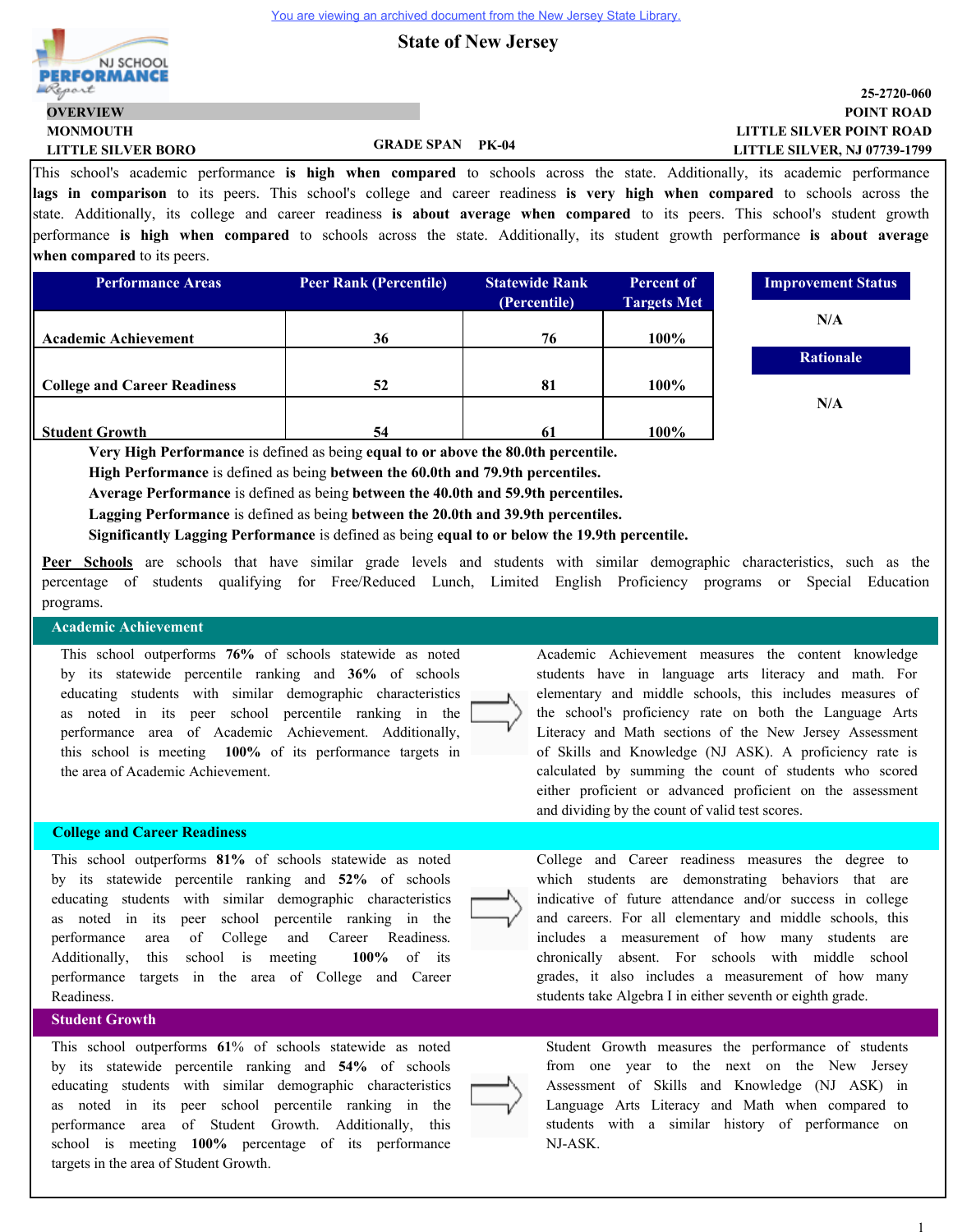You are viewing an archived document from the New Jersey State Library.

# State of New Jersey

NJ SCHOOL PERFORMANCE Report

**OVERVIEW**

**MONMOUTH**
**LITTLE SILVER BORO**

**GRADE SPAN PK-04**

**25-2720-060**
**POINT ROAD**
**LITTLE SILVER POINT ROAD**
**LITTLE SILVER, NJ 07739-1799**

This school's academic performance **is high when compared** to schools across the state. Additionally, its academic performance **lags in comparison** to its peers. This school's college and career readiness **is very high when compared** to schools across the state. Additionally, its college and career readiness **is about average when compared** to its peers. This school's student growth performance **is high when compared** to schools across the state. Additionally, its student growth performance **is about average when compared** to its peers.

| Performance Areas | Peer Rank (Percentile) | Statewide Rank (Percentile) | Percent of Targets Met |
|---|---|---|---|
| Academic Achievement | 36 | 76 | 100% |
| College and Career Readiness | 52 | 81 | 100% |
| Student Growth | 54 | 61 | 100% |

**Improvement Status**

N/A

**Rationale**

N/A

**Very High Performance** is defined as being **equal to or above the 80.0th percentile.**
**High Performance** is defined as being **between the 60.0th and 79.9th percentiles.**
**Average Performance** is defined as being **between the 40.0th and 59.9th percentiles.**
**Lagging Performance** is defined as being **between the 20.0th and 39.9th percentiles.**
**Significantly Lagging Performance** is defined as being **equal to or below the 19.9th percentile.**

**Peer Schools** are schools that have similar grade levels and students with similar demographic characteristics, such as the percentage of students qualifying for Free/Reduced Lunch, Limited English Proficiency programs or Special Education programs.

## Academic Achievement

This school outperforms **76%** of schools statewide as noted by its statewide percentile ranking and **36%** of schools educating students with similar demographic characteristics as noted in its peer school percentile ranking in the performance area of Academic Achievement. Additionally, this school is meeting **100%** of its performance targets in the area of Academic Achievement.

Academic Achievement measures the content knowledge students have in language arts literacy and math. For elementary and middle schools, this includes measures of the school's proficiency rate on both the Language Arts Literacy and Math sections of the New Jersey Assessment of Skills and Knowledge (NJ ASK). A proficiency rate is calculated by summing the count of students who scored either proficient or advanced proficient on the assessment and dividing by the count of valid test scores.

## College and Career Readiness

This school outperforms **81%** of schools statewide as noted by its statewide percentile ranking and **52%** of schools educating students with similar demographic characteristics as noted in its peer school percentile ranking in the performance area of College and Career Readiness. Additionally, this school is meeting **100%** of its performance targets in the area of College and Career Readiness.

College and Career readiness measures the degree to which students are demonstrating behaviors that are indicative of future attendance and/or success in college and careers. For all elementary and middle schools, this includes a measurement of how many students are chronically absent. For schools with middle school grades, it also includes a measurement of how many students take Algebra I in either seventh or eighth grade.

## Student Growth

This school outperforms **61%** of schools statewide as noted by its statewide percentile ranking and **54%** of schools educating students with similar demographic characteristics as noted in its peer school percentile ranking in the performance area of Student Growth. Additionally, this school is meeting **100%** percentage of its performance targets in the area of Student Growth.

Student Growth measures the performance of students from one year to the next on the New Jersey Assessment of Skills and Knowledge (NJ ASK) in Language Arts Literacy and Math when compared to students with a similar history of performance on NJ-ASK.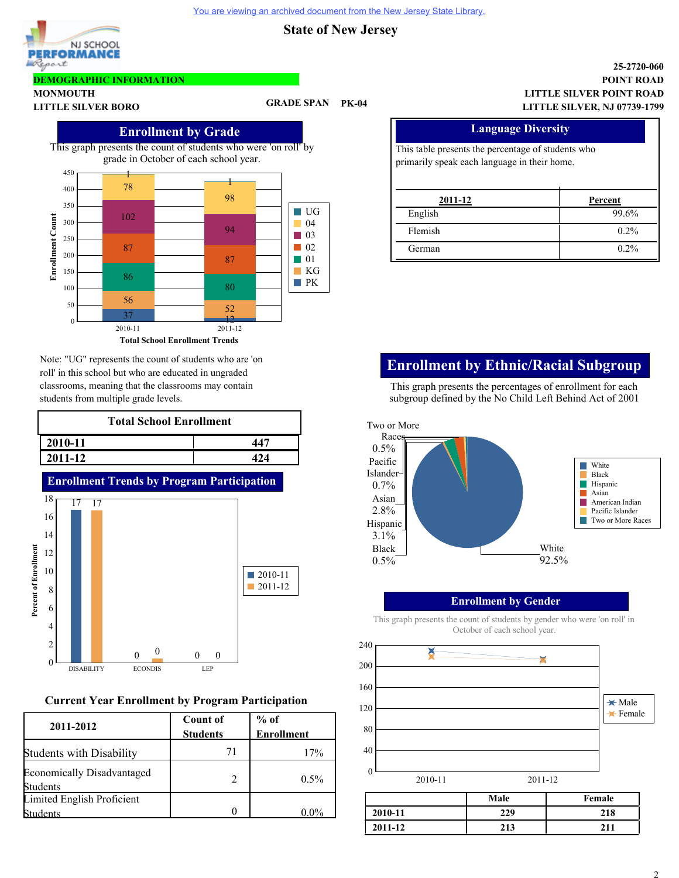You are viewing an archived document from the New Jersey State Library.

# State of New Jersey

NJ SCHOOL PERFORMANCE Report

**DEMOGRAPHIC INFORMATION**

**MONMOUTH**
**LITTLE SILVER BORO**

**GRADE SPAN PK-04**

**25-2720-060**
**POINT ROAD**
**LITTLE SILVER POINT ROAD**
**LITTLE SILVER, NJ 07739-1799**

## Enrollment by Grade

This graph presents the count of students who were 'on roll' by grade in October of each school year.

| Grade | 2010-11 | 2011-12 |
|---|---|---|
| UG | 1 | 1 |
| 04 | 78 | 98 |
| 03 | 102 | 94 |
| 02 | 87 | 87 |
| 01 | 86 | 80 |
| KG | 56 | 52 |
| PK | 37 | 12 |

Total School Enrollment Trends

Note: "UG" represents the count of students who are 'on roll' in this school but who are educated in ungraded classrooms, meaning that the classrooms may contain students from multiple grade levels.

## Total School Enrollment

| Year | Enrollment |
|---|---|
| 2010-11 | 447 |
| 2011-12 | 424 |

## Enrollment Trends by Program Participation

| Program | 2010-11 | 2011-12 |
|---|---|---|
| DISABILITY | 17 | 17 |
| ECONDIS | 0 | 0 |
| LEP | 0 | 0 |

### Current Year Enrollment by Program Participation

| 2011-2012 | Count of Students | % of Enrollment |
|---|---|---|
| Students with Disability | 71 | 17% |
| Economically Disadvantaged Students | 2 | 0.5% |
| Limited English Proficient Students | 0 | 0.0% |

## Language Diversity

This table presents the percentage of students who primarily speak each language in their home.

| 2011-12 | Percent |
|---|---|
| English | 99.6% |
| Flemish | 0.2% |
| German | 0.2% |

## Enrollment by Ethnic/Racial Subgroup

This graph presents the percentages of enrollment for each subgroup defined by the No Child Left Behind Act of 2001

| Subgroup | Percent |
|---|---|
| White | 92.5% |
| Black | 0.5% |
| Hispanic | 3.1% |
| Asian | 2.8% |
| Pacific Islander | 0.7% |
| Two or More Races | 0.5% |

## Enrollment by Gender

This graph presents the count of students by gender who were 'on roll' in October of each school year.

| | Male | Female |
|---|---|---|
| 2010-11 | 229 | 218 |
| 2011-12 | 213 | 211 |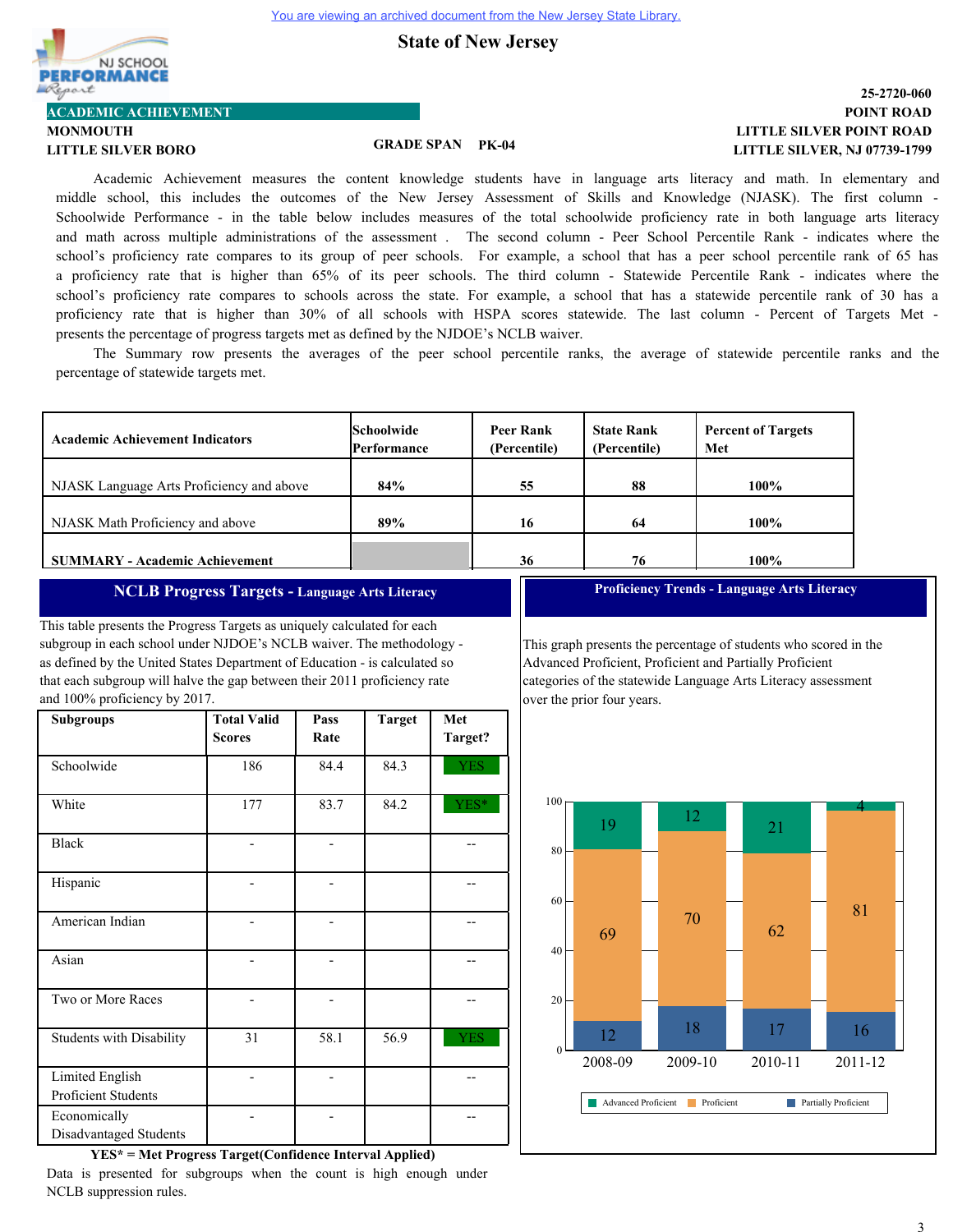You are viewing an archived document from the New Jersey State Library.

# State of New Jersey

NJ SCHOOL PERFORMANCE Report

25-2720-060
POINT ROAD
LITTLE SILVER POINT ROAD
LITTLE SILVER, NJ 07739-1799

## ACADEMIC ACHIEVEMENT

**MONMOUTH**
**LITTLE SILVER BORO**

**GRADE SPAN PK-04**

Academic Achievement measures the content knowledge students have in language arts literacy and math. In elementary and middle school, this includes the outcomes of the New Jersey Assessment of Skills and Knowledge (NJASK). The first column - Schoolwide Performance - in the table below includes measures of the total schoolwide proficiency rate in both language arts literacy and math across multiple administrations of the assessment . The second column - Peer School Percentile Rank - indicates where the school's proficiency rate compares to its group of peer schools. For example, a school that has a peer school percentile rank of 65 has a proficiency rate that is higher than 65% of its peer schools. The third column - Statewide Percentile Rank - indicates where the school's proficiency rate compares to schools across the state. For example, a school that has a statewide percentile rank of 30 has a proficiency rate that is higher than 30% of all schools with HSPA scores statewide. The last column - Percent of Targets Met - presents the percentage of progress targets met as defined by the NJDOE's NCLB waiver.

The Summary row presents the averages of the peer school percentile ranks, the average of statewide percentile ranks and the percentage of statewide targets met.

| Academic Achievement Indicators | Schoolwide Performance | Peer Rank (Percentile) | State Rank (Percentile) | Percent of Targets Met |
|---|---|---|---|---|
| NJASK Language Arts Proficiency and above | 84% | 55 | 88 | 100% |
| NJASK Math Proficiency and above | 89% | 16 | 64 | 100% |
| **SUMMARY - Academic Achievement** | | 36 | 76 | 100% |

## NCLB Progress Targets - Language Arts Literacy

This table presents the Progress Targets as uniquely calculated for each subgroup in each school under NJDOE's NCLB waiver. The methodology - as defined by the United States Department of Education - is calculated so that each subgroup will halve the gap between their 2011 proficiency rate and 100% proficiency by 2017.

| Subgroups | Total Valid Scores | Pass Rate | Target | Met Target? |
|---|---|---|---|---|
| Schoolwide | 186 | 84.4 | 84.3 | YES |
| White | 177 | 83.7 | 84.2 | YES* |
| Black | - | - | | -- |
| Hispanic | - | - | | -- |
| American Indian | - | - | | -- |
| Asian | - | - | | -- |
| Two or More Races | - | - | | -- |
| Students with Disability | 31 | 58.1 | 56.9 | YES |
| Limited English Proficient Students | - | - | | -- |
| Economically Disadvantaged Students | - | - | | -- |

**YES* = Met Progress Target(Confidence Interval Applied)**

Data is presented for subgroups when the count is high enough under NCLB suppression rules.

## Proficiency Trends - Language Arts Literacy

This graph presents the percentage of students who scored in the Advanced Proficient, Proficient and Partially Proficient categories of the statewide Language Arts Literacy assessment over the prior four years.

| | 2008-09 | 2009-10 | 2010-11 | 2011-12 |
|---|---|---|---|---|
| Advanced Proficient | 19 | 12 | 21 | 4 |
| Proficient | 69 | 70 | 62 | 81 |
| Partially Proficient | 12 | 18 | 17 | 16 |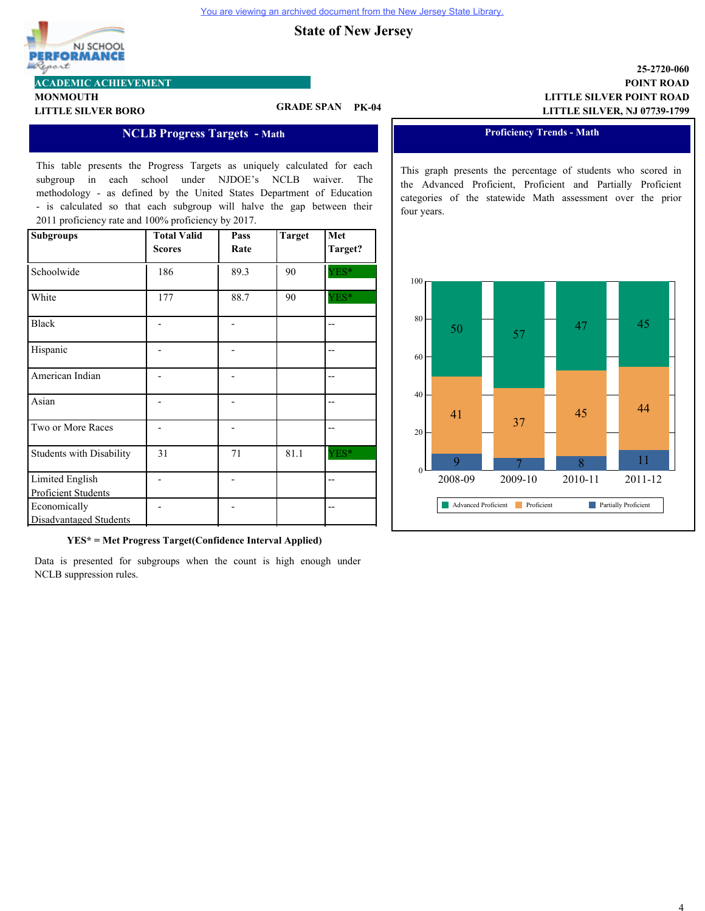You are viewing an archived document from the New Jersey State Library.

# State of New Jersey

NJ SCHOOL PERFORMANCE Report

**ACADEMIC ACHIEVEMENT**

**MONMOUTH**
**LITTLE SILVER BORO**

**GRADE SPAN PK-04**

**25-2720-060**
**POINT ROAD**
**LITTLE SILVER POINT ROAD**
**LITTLE SILVER, NJ 07739-1799**

## NCLB Progress Targets - Math

This table presents the Progress Targets as uniquely calculated for each subgroup in each school under NJDOE's NCLB waiver. The methodology - as defined by the United States Department of Education - is calculated so that each subgroup will halve the gap between their 2011 proficiency rate and 100% proficiency by 2017.

| Subgroups | Total Valid Scores | Pass Rate | Target | Met Target? |
|---|---|---|---|---|
| Schoolwide | 186 | 89.3 | 90 | YES* |
| White | 177 | 88.7 | 90 | YES* |
| Black | - | - | | -- |
| Hispanic | - | - | | -- |
| American Indian | - | - | | -- |
| Asian | - | - | | -- |
| Two or More Races | - | - | | -- |
| Students with Disability | 31 | 71 | 81.1 | YES* |
| Limited English Proficient Students | - | - | | -- |
| Economically Disadvantaged Students | - | - | | -- |

**YES* = Met Progress Target(Confidence Interval Applied)**

Data is presented for subgroups when the count is high enough under NCLB suppression rules.

## Proficiency Trends - Math

This graph presents the percentage of students who scored in the Advanced Proficient, Proficient and Partially Proficient categories of the statewide Math assessment over the prior four years.

| | 2008-09 | 2009-10 | 2010-11 | 2011-12 |
|---|---|---|---|---|
| Advanced Proficient | 50 | 57 | 47 | 45 |
| Proficient | 41 | 37 | 45 | 44 |
| Partially Proficient | 9 | 7 | 8 | 11 |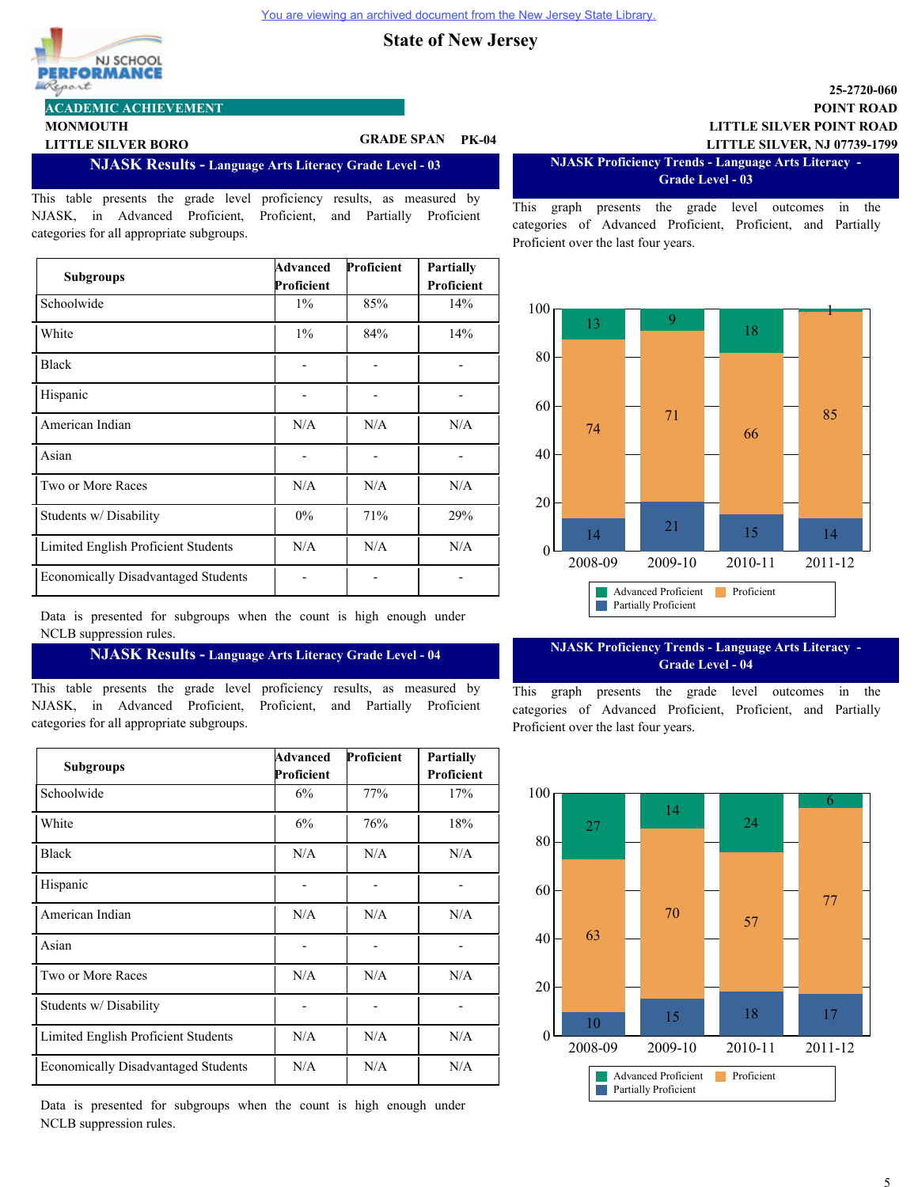You are viewing an archived document from the New Jersey State Library.

**State of New Jersey**

25-2720-060
POINT ROAD
LITTLE SILVER POINT ROAD
LITTLE SILVER, NJ 07739-1799

ACADEMIC ACHIEVEMENT

MONMOUTH
LITTLE SILVER BORO

GRADE SPAN PK-04

## NJASK Results - Language Arts Literacy Grade Level - 03

This table presents the grade level proficiency results, as measured by NJASK, in Advanced Proficient, Proficient, and Partially Proficient categories for all appropriate subgroups.

| Subgroups | Advanced Proficient | Proficient | Partially Proficient |
|---|---|---|---|
| Schoolwide | 1% | 85% | 14% |
| White | 1% | 84% | 14% |
| Black | - | - | - |
| Hispanic | - | - | - |
| American Indian | N/A | N/A | N/A |
| Asian | - | - | - |
| Two or More Races | N/A | N/A | N/A |
| Students w/ Disability | 0% | 71% | 29% |
| Limited English Proficient Students | N/A | N/A | N/A |
| Economically Disadvantaged Students | - | - | - |

Data is presented for subgroups when the count is high enough under NCLB suppression rules.

## NJASK Proficiency Trends - Language Arts Literacy - Grade Level - 03

This graph presents the grade level outcomes in the categories of Advanced Proficient, Proficient, and Partially Proficient over the last four years.

| Year | Advanced Proficient | Proficient | Partially Proficient |
|---|---|---|---|
| 2008-09 | 13 | 74 | 14 |
| 2009-10 | 9 | 71 | 21 |
| 2010-11 | 18 | 66 | 15 |
| 2011-12 | 1 | 85 | 14 |

## NJASK Results - Language Arts Literacy Grade Level - 04

This table presents the grade level proficiency results, as measured by NJASK, in Advanced Proficient, Proficient, and Partially Proficient categories for all appropriate subgroups.

| Subgroups | Advanced Proficient | Proficient | Partially Proficient |
|---|---|---|---|
| Schoolwide | 6% | 77% | 17% |
| White | 6% | 76% | 18% |
| Black | N/A | N/A | N/A |
| Hispanic | - | - | - |
| American Indian | N/A | N/A | N/A |
| Asian | - | - | - |
| Two or More Races | N/A | N/A | N/A |
| Students w/ Disability | - | - | - |
| Limited English Proficient Students | N/A | N/A | N/A |
| Economically Disadvantaged Students | N/A | N/A | N/A |

Data is presented for subgroups when the count is high enough under NCLB suppression rules.

## NJASK Proficiency Trends - Language Arts Literacy - Grade Level - 04

This graph presents the grade level outcomes in the categories of Advanced Proficient, Proficient, and Partially Proficient over the last four years.

| Year | Advanced Proficient | Proficient | Partially Proficient |
|---|---|---|---|
| 2008-09 | 27 | 63 | 10 |
| 2009-10 | 14 | 70 | 15 |
| 2010-11 | 24 | 57 | 18 |
| 2011-12 | 6 | 77 | 17 |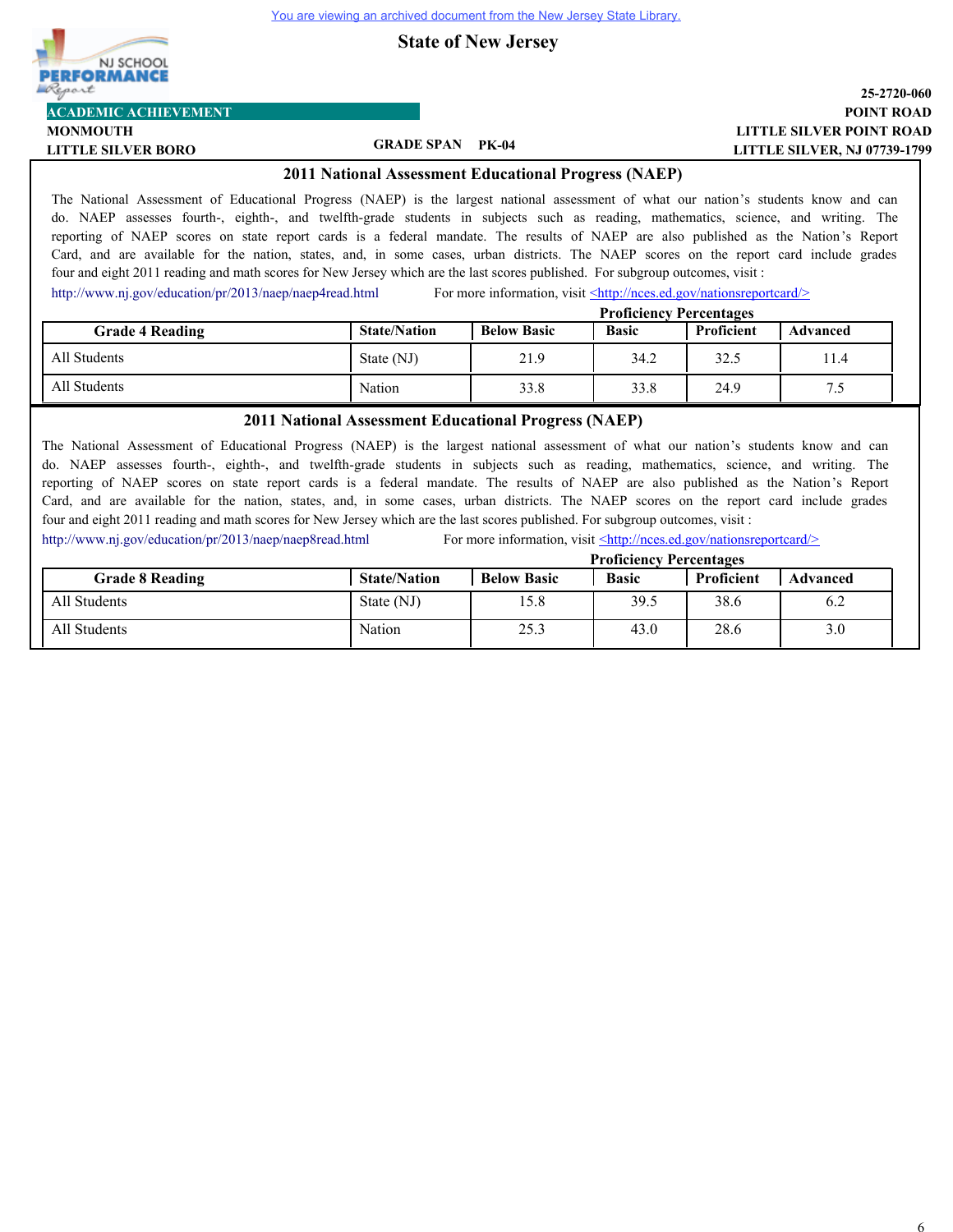You are viewing an archived document from the New Jersey State Library.

**State of New Jersey**

**ACADEMIC ACHIEVEMENT**

**MONMOUTH**
**LITTLE SILVER BORO**

**GRADE SPAN PK-04**

**25-2720-060**
**POINT ROAD**
**LITTLE SILVER POINT ROAD**
**LITTLE SILVER, NJ 07739-1799**

## 2011 National Assessment Educational Progress (NAEP)

The National Assessment of Educational Progress (NAEP) is the largest national assessment of what our nation's students know and can do. NAEP assesses fourth-, eighth-, and twelfth-grade students in subjects such as reading, mathematics, science, and writing. The reporting of NAEP scores on state report cards is a federal mandate. The results of NAEP are also published as the Nation's Report Card, and are available for the nation, states, and, in some cases, urban districts. The NAEP scores on the report card include grades four and eight 2011 reading and math scores for New Jersey which are the last scores published. For subgroup outcomes, visit :
http://www.nj.gov/education/pr/2013/naep/naep4read.html For more information, visit <http://nces.ed.gov/nationsreportcard/>

| Grade 4 Reading | State/Nation | Proficiency Percentages | | | |
|---|---|---|---|---|---|
| | | Below Basic | Basic | Proficient | Advanced |
| All Students | State (NJ) | 21.9 | 34.2 | 32.5 | 11.4 |
| All Students | Nation | 33.8 | 33.8 | 24.9 | 7.5 |

## 2011 National Assessment Educational Progress (NAEP)

The National Assessment of Educational Progress (NAEP) is the largest national assessment of what our nation's students know and can do. NAEP assesses fourth-, eighth-, and twelfth-grade students in subjects such as reading, mathematics, science, and writing. The reporting of NAEP scores on state report cards is a federal mandate. The results of NAEP are also published as the Nation's Report Card, and are available for the nation, states, and, in some cases, urban districts. The NAEP scores on the report card include grades four and eight 2011 reading and math scores for New Jersey which are the last scores published. For subgroup outcomes, visit :
http://www.nj.gov/education/pr/2013/naep/naep8read.html For more information, visit <http://nces.ed.gov/nationsreportcard/>

| Grade 8 Reading | State/Nation | Proficiency Percentages | | | |
|---|---|---|---|---|---|
| | | Below Basic | Basic | Proficient | Advanced |
| All Students | State (NJ) | 15.8 | 39.5 | 38.6 | 6.2 |
| All Students | Nation | 25.3 | 43.0 | 28.6 | 3.0 |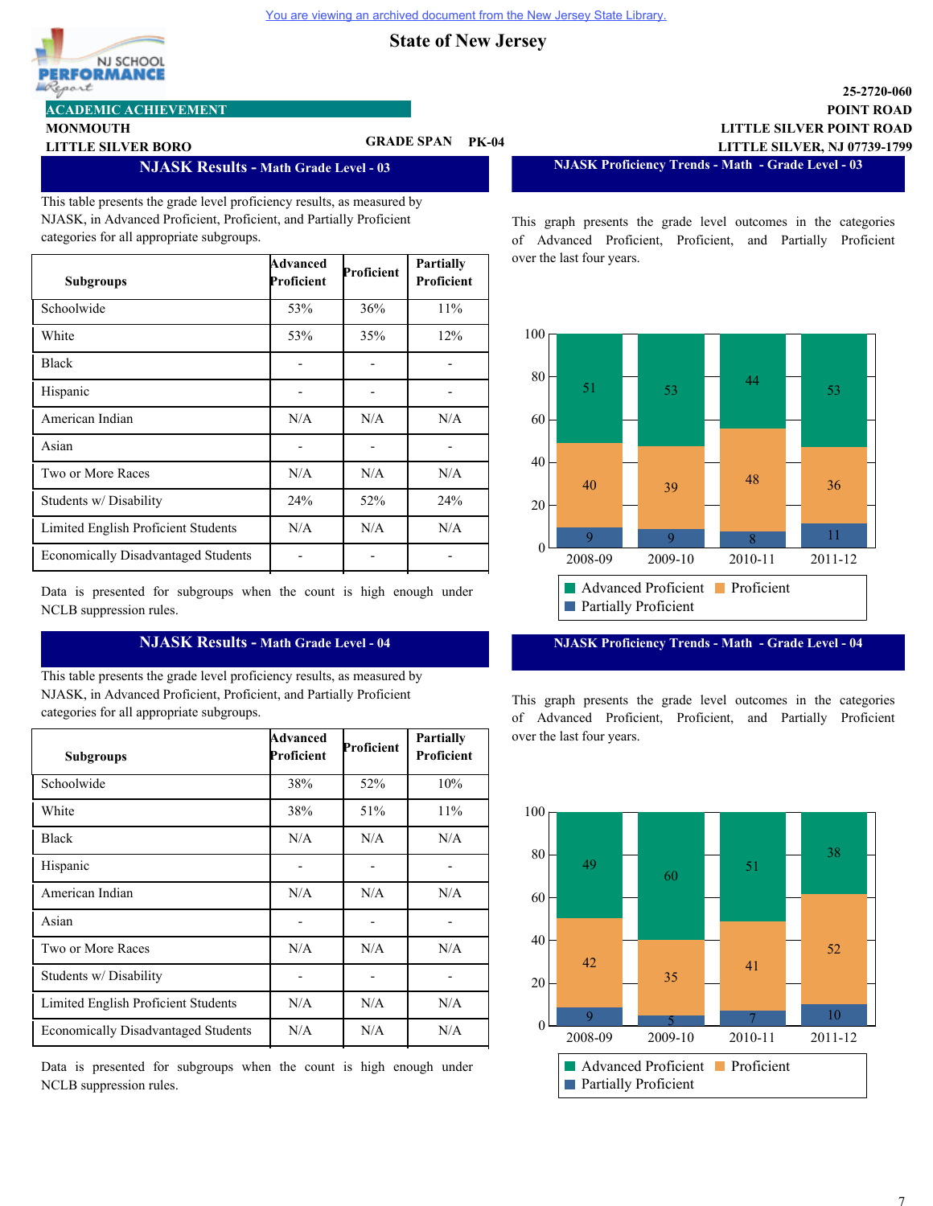You are viewing an archived document from the New Jersey State Library.

# State of New Jersey

NJ SCHOOL PERFORMANCE Report

**ACADEMIC ACHIEVEMENT**

**MONMOUTH**
**LITTLE SILVER BORO**

**GRADE SPAN PK-04**

**25-2720-060**
**POINT ROAD**
**LITTLE SILVER POINT ROAD**
**LITTLE SILVER, NJ 07739-1799**

## NJASK Results - Math Grade Level - 03

This table presents the grade level proficiency results, as measured by NJASK, in Advanced Proficient, Proficient, and Partially Proficient categories for all appropriate subgroups.

| Subgroups | Advanced Proficient | Proficient | Partially Proficient |
|---|---|---|---|
| Schoolwide | 53% | 36% | 11% |
| White | 53% | 35% | 12% |
| Black | - | - | - |
| Hispanic | - | - | - |
| American Indian | N/A | N/A | N/A |
| Asian | - | - | - |
| Two or More Races | N/A | N/A | N/A |
| Students w/ Disability | 24% | 52% | 24% |
| Limited English Proficient Students | N/A | N/A | N/A |
| Economically Disadvantaged Students | - | - | - |

Data is presented for subgroups when the count is high enough under NCLB suppression rules.

## NJASK Proficiency Trends - Math - Grade Level - 03

This graph presents the grade level outcomes in the categories of Advanced Proficient, Proficient, and Partially Proficient over the last four years.

| | 2008-09 | 2009-10 | 2010-11 | 2011-12 |
|---|---|---|---|---|
| Advanced Proficient | 51 | 53 | 44 | 53 |
| Proficient | 40 | 39 | 48 | 36 |
| Partially Proficient | 9 | 9 | 8 | 11 |

## NJASK Results - Math Grade Level - 04

This table presents the grade level proficiency results, as measured by NJASK, in Advanced Proficient, Proficient, and Partially Proficient categories for all appropriate subgroups.

| Subgroups | Advanced Proficient | Proficient | Partially Proficient |
|---|---|---|---|
| Schoolwide | 38% | 52% | 10% |
| White | 38% | 51% | 11% |
| Black | N/A | N/A | N/A |
| Hispanic | - | - | - |
| American Indian | N/A | N/A | N/A |
| Asian | - | - | - |
| Two or More Races | N/A | N/A | N/A |
| Students w/ Disability | - | - | - |
| Limited English Proficient Students | N/A | N/A | N/A |
| Economically Disadvantaged Students | N/A | N/A | N/A |

Data is presented for subgroups when the count is high enough under NCLB suppression rules.

## NJASK Proficiency Trends - Math - Grade Level - 04

This graph presents the grade level outcomes in the categories of Advanced Proficient, Proficient, and Partially Proficient over the last four years.

| | 2008-09 | 2009-10 | 2010-11 | 2011-12 |
|---|---|---|---|---|
| Advanced Proficient | 49 | 60 | 51 | 38 |
| Proficient | 42 | 35 | 41 | 52 |
| Partially Proficient | 9 | 5 | 7 | 10 |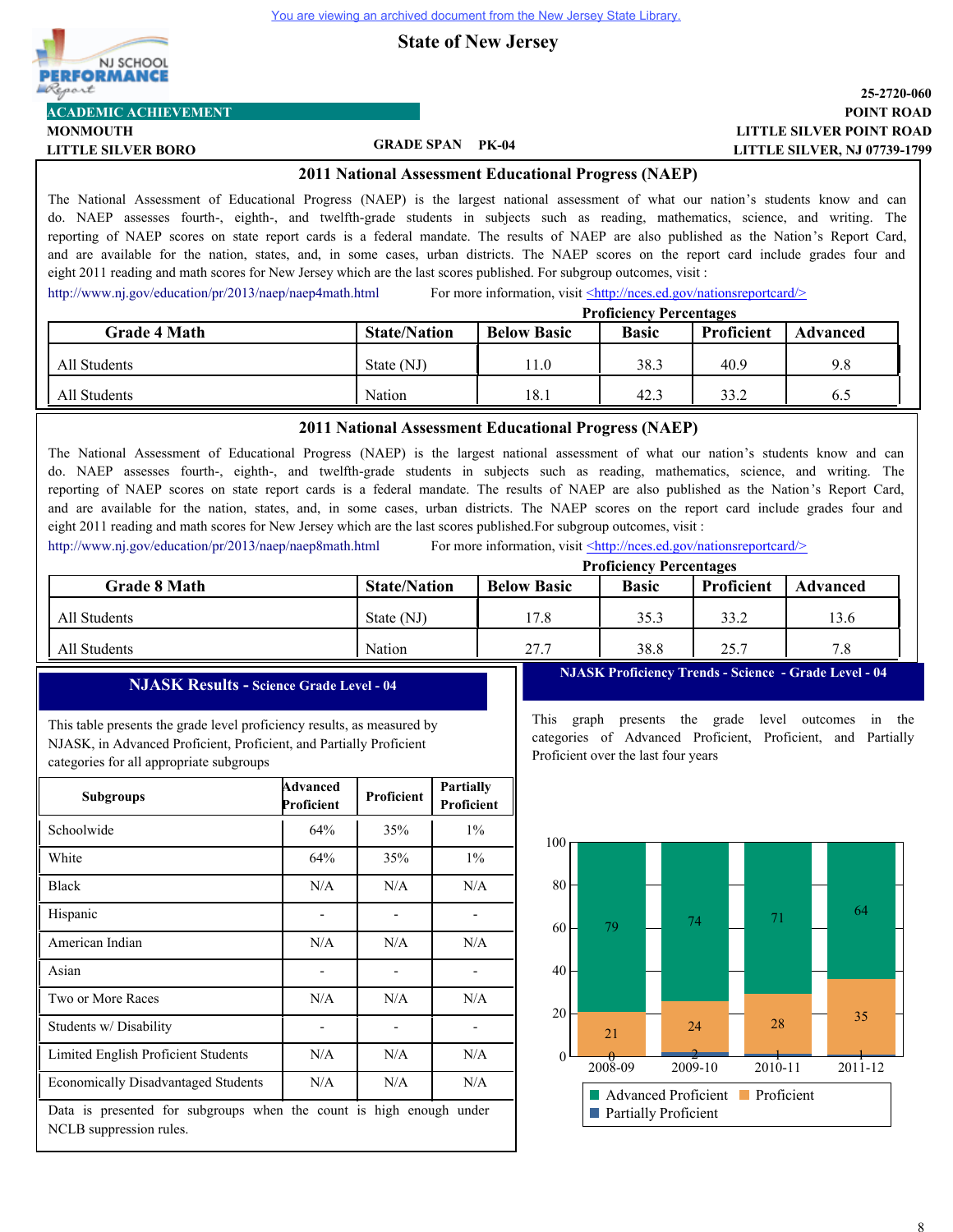You are viewing an archived document from the New Jersey State Library.

# State of New Jersey

NJ SCHOOL PERFORMANCE Report

**ACADEMIC ACHIEVEMENT**

**MONMOUTH**
**LITTLE SILVER BORO**

**GRADE SPAN PK-04**

**25-2720-060**
**POINT ROAD**
**LITTLE SILVER POINT ROAD**
**LITTLE SILVER, NJ 07739-1799**

## 2011 National Assessment Educational Progress (NAEP)

The National Assessment of Educational Progress (NAEP) is the largest national assessment of what our nation's students know and can do. NAEP assesses fourth-, eighth-, and twelfth-grade students in subjects such as reading, mathematics, science, and writing. The reporting of NAEP scores on state report cards is a federal mandate. The results of NAEP are also published as the Nation's Report Card, and are available for the nation, states, and, in some cases, urban districts. The NAEP scores on the report card include grades four and eight 2011 reading and math scores for New Jersey which are the last scores published. For subgroup outcomes, visit :

http://www.nj.gov/education/pr/2013/naep/naep4math.html For more information, visit <http://nces.ed.gov/nationsreportcard/>

| | | Proficiency Percentages | | | |
|---|---|---|---|---|---|
| **Grade 4 Math** | **State/Nation** | **Below Basic** | **Basic** | **Proficient** | **Advanced** |
| All Students | State (NJ) | 11.0 | 38.3 | 40.9 | 9.8 |
| All Students | Nation | 18.1 | 42.3 | 33.2 | 6.5 |

## 2011 National Assessment Educational Progress (NAEP)

The National Assessment of Educational Progress (NAEP) is the largest national assessment of what our nation's students know and can do. NAEP assesses fourth-, eighth-, and twelfth-grade students in subjects such as reading, mathematics, science, and writing. The reporting of NAEP scores on state report cards is a federal mandate. The results of NAEP are also published as the Nation's Report Card, and are available for the nation, states, and, in some cases, urban districts. The NAEP scores on the report card include grades four and eight 2011 reading and math scores for New Jersey which are the last scores published.For subgroup outcomes, visit :

http://www.nj.gov/education/pr/2013/naep/naep8math.html For more information, visit <http://nces.ed.gov/nationsreportcard/>

| | | Proficiency Percentages | | | |
|---|---|---|---|---|---|
| **Grade 8 Math** | **State/Nation** | **Below Basic** | **Basic** | **Proficient** | **Advanced** |
| All Students | State (NJ) | 17.8 | 35.3 | 33.2 | 13.6 |
| All Students | Nation | 27.7 | 38.8 | 25.7 | 7.8 |

## NJASK Results - Science Grade Level - 04

This table presents the grade level proficiency results, as measured by NJASK, in Advanced Proficient, Proficient, and Partially Proficient categories for all appropriate subgroups

| Subgroups | Advanced Proficient | Proficient | Partially Proficient |
|---|---|---|---|
| Schoolwide | 64% | 35% | 1% |
| White | 64% | 35% | 1% |
| Black | N/A | N/A | N/A |
| Hispanic | - | - | - |
| American Indian | N/A | N/A | N/A |
| Asian | - | - | - |
| Two or More Races | N/A | N/A | N/A |
| Students w/ Disability | - | - | - |
| Limited English Proficient Students | N/A | N/A | N/A |
| Economically Disadvantaged Students | N/A | N/A | N/A |

Data is presented for subgroups when the count is high enough under NCLB suppression rules.

## NJASK Proficiency Trends - Science - Grade Level - 04

This graph presents the grade level outcomes in the categories of Advanced Proficient, Proficient, and Partially Proficient over the last four years

| Year | Advanced Proficient | Proficient | Partially Proficient |
|---|---|---|---|
| 2008-09 | 79 | 21 | 0 |
| 2009-10 | 74 | 24 | 2 |
| 2010-11 | 71 | 28 | 1 |
| 2011-12 | 64 | 35 | 1 |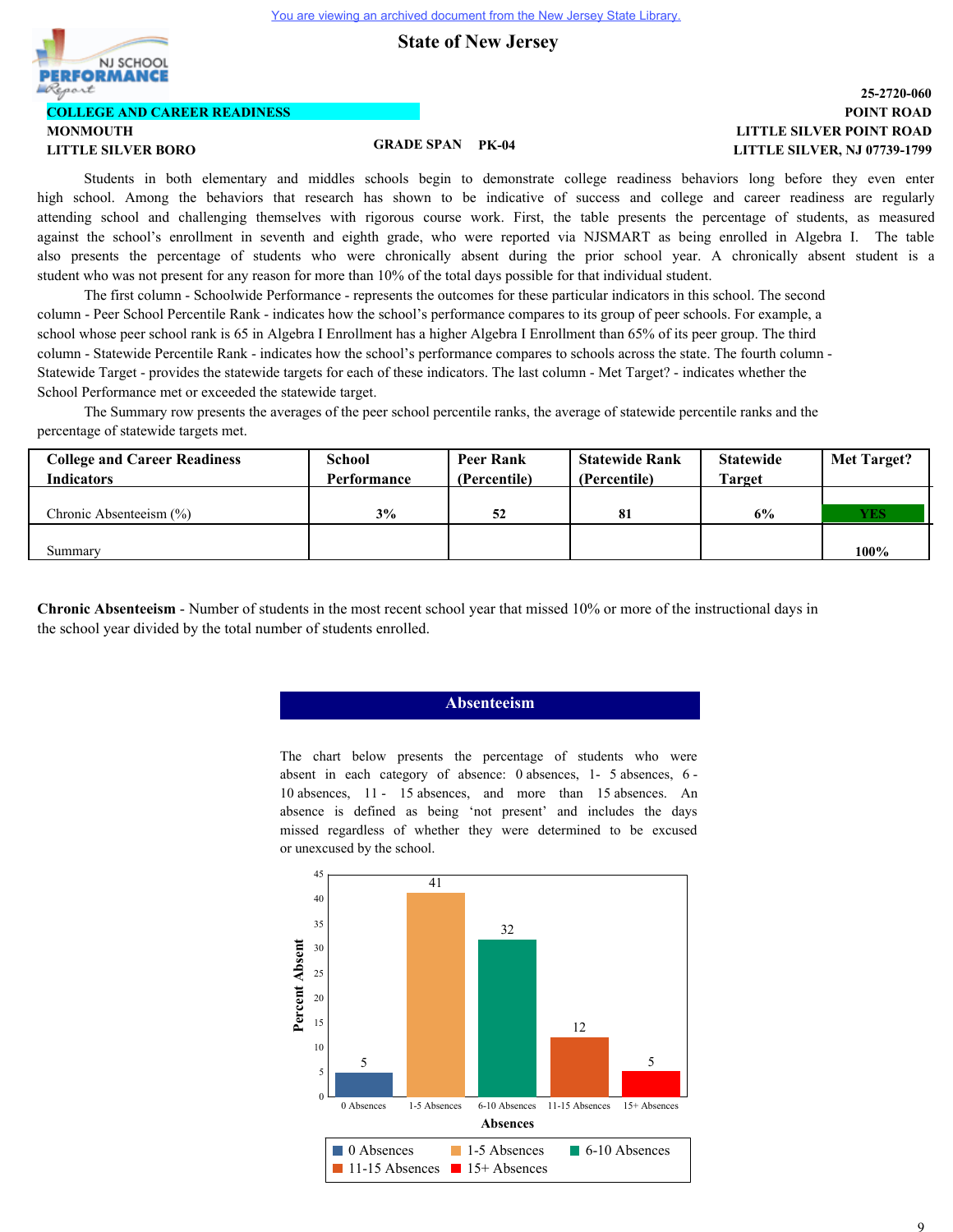You are viewing an archived document from the New Jersey State Library.

# State of New Jersey

NJ SCHOOL PERFORMANCE Report

**COLLEGE AND CAREER READINESS**

**MONMOUTH**

**LITTLE SILVER BORO**

**GRADE SPAN PK-04**

**25-2720-060**
**POINT ROAD**
**LITTLE SILVER POINT ROAD**
**LITTLE SILVER, NJ 07739-1799**

Students in both elementary and middles schools begin to demonstrate college readiness behaviors long before they even enter high school. Among the behaviors that research has shown to be indicative of success and college and career readiness are regularly attending school and challenging themselves with rigorous course work. First, the table presents the percentage of students, as measured against the school's enrollment in seventh and eighth grade, who were reported via NJSMART as being enrolled in Algebra I. The table also presents the percentage of students who were chronically absent during the prior school year. A chronically absent student is a student who was not present for any reason for more than 10% of the total days possible for that individual student.

The first column - Schoolwide Performance - represents the outcomes for these particular indicators in this school. The second column - Peer School Percentile Rank - indicates how the school's performance compares to its group of peer schools. For example, a school whose peer school rank is 65 in Algebra I Enrollment has a higher Algebra I Enrollment than 65% of its peer group. The third column - Statewide Percentile Rank - indicates how the school's performance compares to schools across the state. The fourth column - Statewide Target - provides the statewide targets for each of these indicators. The last column - Met Target? - indicates whether the School Performance met or exceeded the statewide target.

The Summary row presents the averages of the peer school percentile ranks, the average of statewide percentile ranks and the percentage of statewide targets met.

| College and Career Readiness Indicators | School Performance | Peer Rank (Percentile) | Statewide Rank (Percentile) | Statewide Target | Met Target? |
|---|---|---|---|---|---|
| Chronic Absenteeism (%) | 3% | 52 | 81 | 6% | YES |
| Summary | | | | | 100% |

**Chronic Absenteeism** - Number of students in the most recent school year that missed 10% or more of the instructional days in the school year divided by the total number of students enrolled.

## Absenteeism

The chart below presents the percentage of students who were absent in each category of absence: 0 absences, 1- 5 absences, 6 - 10 absences, 11 - 15 absences, and more than 15 absences. An absence is defined as being 'not present' and includes the days missed regardless of whether they were determined to be excused or unexcused by the school.

| Absences | Percent Absent |
|---|---|
| 0 Absences | 5 |
| 1-5 Absences | 41 |
| 6-10 Absences | 32 |
| 11-15 Absences | 12 |
| 15+ Absences | 5 |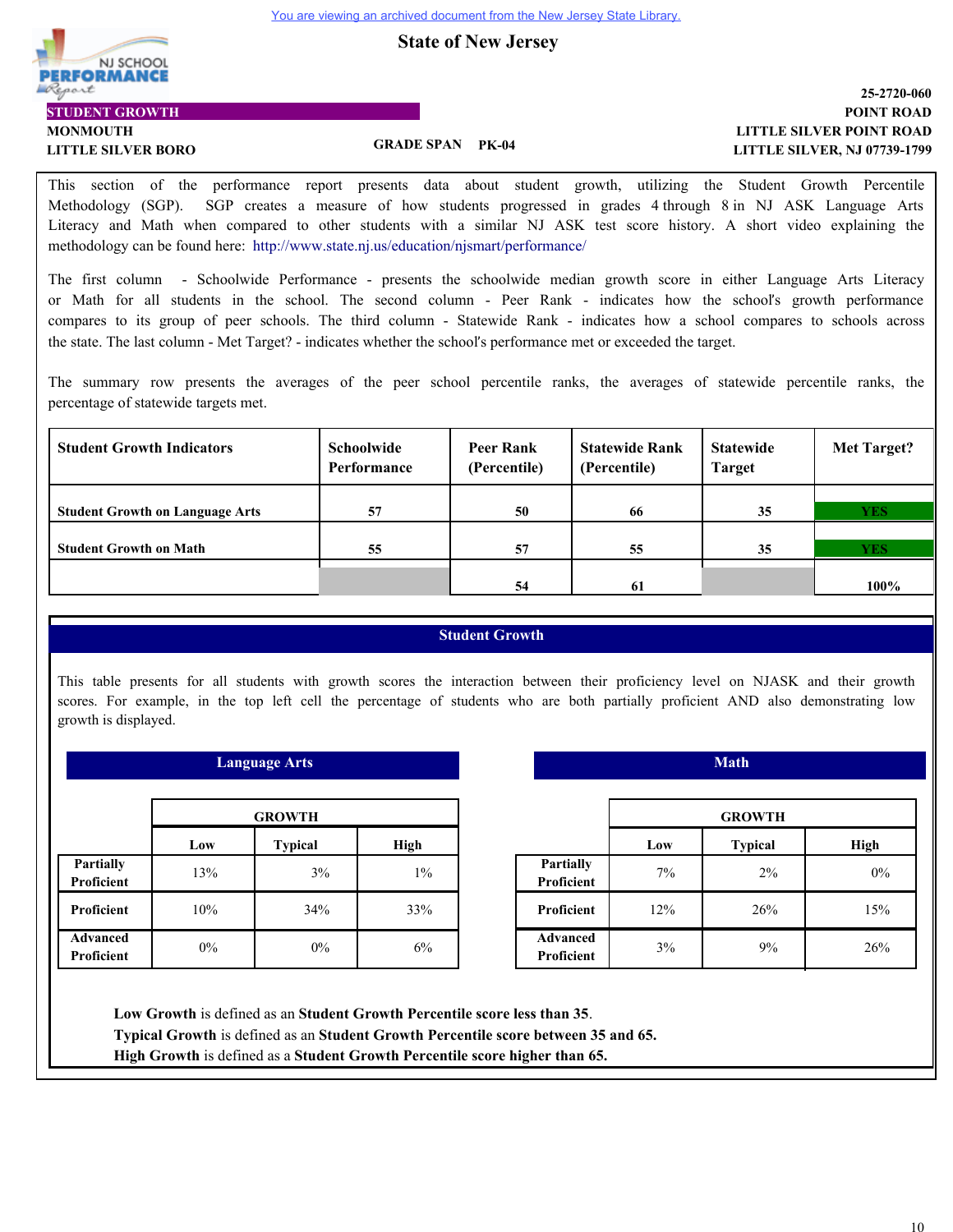You are viewing an archived document from the New Jersey State Library.

# State of New Jersey

**STUDENT GROWTH**

**MONMOUTH**
**LITTLE SILVER BORO**

**GRADE SPAN PK-04**

**25-2720-060**
**POINT ROAD**
**LITTLE SILVER POINT ROAD**
**LITTLE SILVER, NJ 07739-1799**

This section of the performance report presents data about student growth, utilizing the Student Growth Percentile Methodology (SGP). SGP creates a measure of how students progressed in grades 4 through 8 in NJ ASK Language Arts Literacy and Math when compared to other students with a similar NJ ASK test score history. A short video explaining the methodology can be found here: http://www.state.nj.us/education/njsmart/performance/

The first column - Schoolwide Performance - presents the schoolwide median growth score in either Language Arts Literacy or Math for all students in the school. The second column - Peer Rank - indicates how the school's growth performance compares to its group of peer schools. The third column - Statewide Rank - indicates how a school compares to schools across the state. The last column - Met Target? - indicates whether the school's performance met or exceeded the target.

The summary row presents the averages of the peer school percentile ranks, the averages of statewide percentile ranks, the percentage of statewide targets met.

| Student Growth Indicators | Schoolwide Performance | Peer Rank (Percentile) | Statewide Rank (Percentile) | Statewide Target | Met Target? |
|---|---|---|---|---|---|
| Student Growth on Language Arts | 57 | 50 | 66 | 35 | YES |
| Student Growth on Math | 55 | 57 | 55 | 35 | YES |
| | | 54 | 61 | | 100% |

## Student Growth

This table presents for all students with growth scores the interaction between their proficiency level on NJASK and their growth scores. For example, in the top left cell the percentage of students who are both partially proficient AND also demonstrating low growth is displayed.

### Language Arts

| | GROWTH | | |
|---|---|---|---|
| | Low | Typical | High |
| Partially Proficient | 13% | 3% | 1% |
| Proficient | 10% | 34% | 33% |
| Advanced Proficient | 0% | 0% | 6% |

### Math

| | GROWTH | | |
|---|---|---|---|
| | Low | Typical | High |
| Partially Proficient | 7% | 2% | 0% |
| Proficient | 12% | 26% | 15% |
| Advanced Proficient | 3% | 9% | 26% |

**Low Growth** is defined as an **Student Growth Percentile score less than 35**.
**Typical Growth** is defined as an **Student Growth Percentile score between 35 and 65.**
**High Growth** is defined as a **Student Growth Percentile score higher than 65.**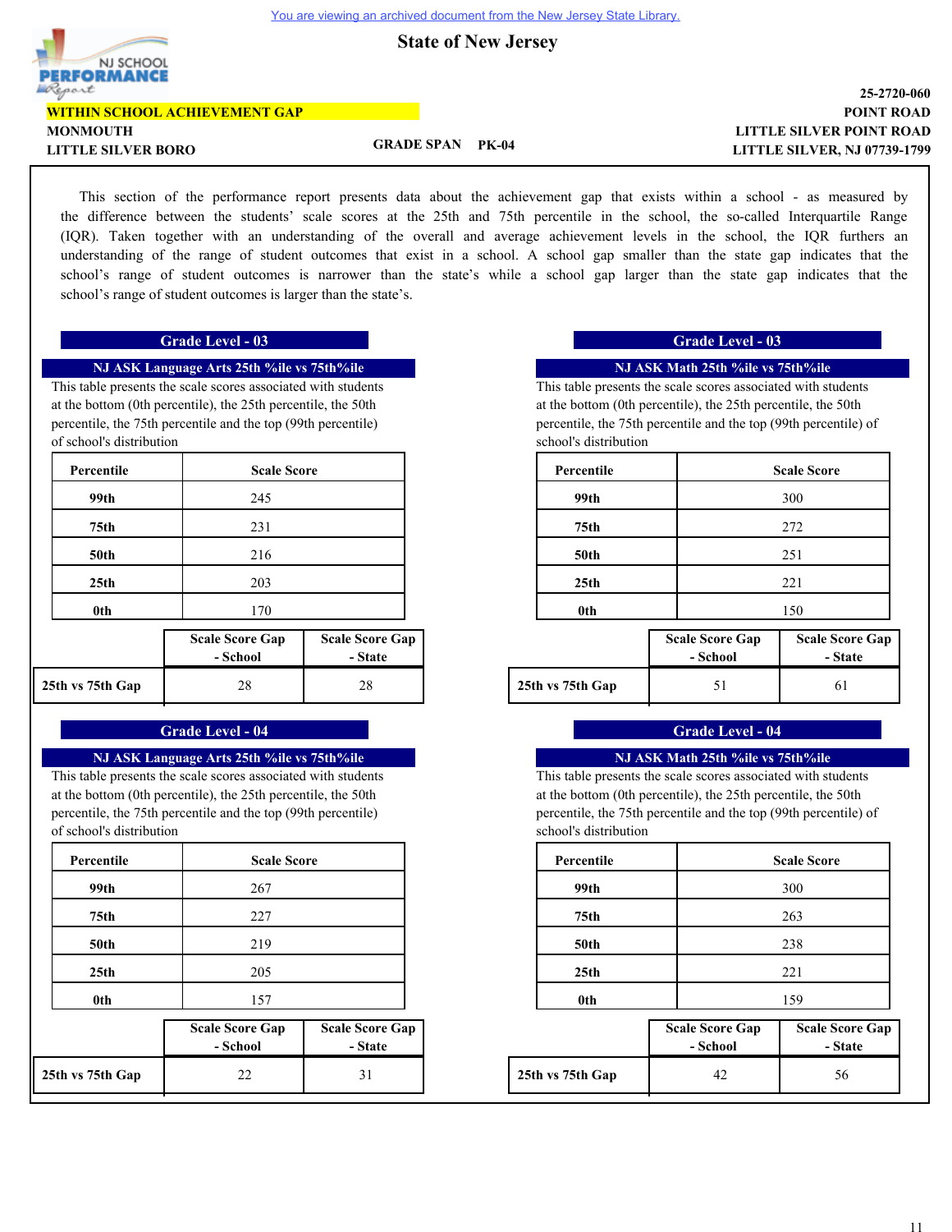You are viewing an archived document from the New Jersey State Library.

# State of New Jersey

**WITHIN SCHOOL ACHIEVEMENT GAP**

**MONMOUTH**
**LITTLE SILVER BORO**

**GRADE SPAN PK-04**

**25-2720-060**
**POINT ROAD**
**LITTLE SILVER POINT ROAD**
**LITTLE SILVER, NJ 07739-1799**

This section of the performance report presents data about the achievement gap that exists within a school - as measured by the difference between the students' scale scores at the 25th and 75th percentile in the school, the so-called Interquartile Range (IQR). Taken together with an understanding of the overall and average achievement levels in the school, the IQR furthers an understanding of the range of student outcomes that exist in a school. A school gap smaller than the state gap indicates that the school's range of student outcomes is narrower than the state's while a school gap larger than the state gap indicates that the school's range of student outcomes is larger than the state's.

## Grade Level - 03

### NJ ASK Language Arts 25th %ile vs 75th%ile

This table presents the scale scores associated with students at the bottom (0th percentile), the 25th percentile, the 50th percentile, the 75th percentile and the top (99th percentile) of school's distribution

| Percentile | Scale Score |
|---|---|
| 99th | 245 |
| 75th | 231 |
| 50th | 216 |
| 25th | 203 |
| 0th | 170 |

| | Scale Score Gap - School | Scale Score Gap - State |
|---|---|---|
| 25th vs 75th Gap | 28 | 28 |

### NJ ASK Math 25th %ile vs 75th%ile

This table presents the scale scores associated with students at the bottom (0th percentile), the 25th percentile, the 50th percentile, the 75th percentile and the top (99th percentile) of school's distribution

| Percentile | Scale Score |
|---|---|
| 99th | 300 |
| 75th | 272 |
| 50th | 251 |
| 25th | 221 |
| 0th | 150 |

| | Scale Score Gap - School | Scale Score Gap - State |
|---|---|---|
| 25th vs 75th Gap | 51 | 61 |

## Grade Level - 04

### NJ ASK Language Arts 25th %ile vs 75th%ile

This table presents the scale scores associated with students at the bottom (0th percentile), the 25th percentile, the 50th percentile, the 75th percentile and the top (99th percentile) of school's distribution

| Percentile | Scale Score |
|---|---|
| 99th | 267 |
| 75th | 227 |
| 50th | 219 |
| 25th | 205 |
| 0th | 157 |

| | Scale Score Gap - School | Scale Score Gap - State |
|---|---|---|
| 25th vs 75th Gap | 22 | 31 |

### NJ ASK Math 25th %ile vs 75th%ile

This table presents the scale scores associated with students at the bottom (0th percentile), the 25th percentile, the 50th percentile, the 75th percentile and the top (99th percentile) of school's distribution

| Percentile | Scale Score |
|---|---|
| 99th | 300 |
| 75th | 263 |
| 50th | 238 |
| 25th | 221 |
| 0th | 159 |

| | Scale Score Gap - School | Scale Score Gap - State |
|---|---|---|
| 25th vs 75th Gap | 42 | 56 |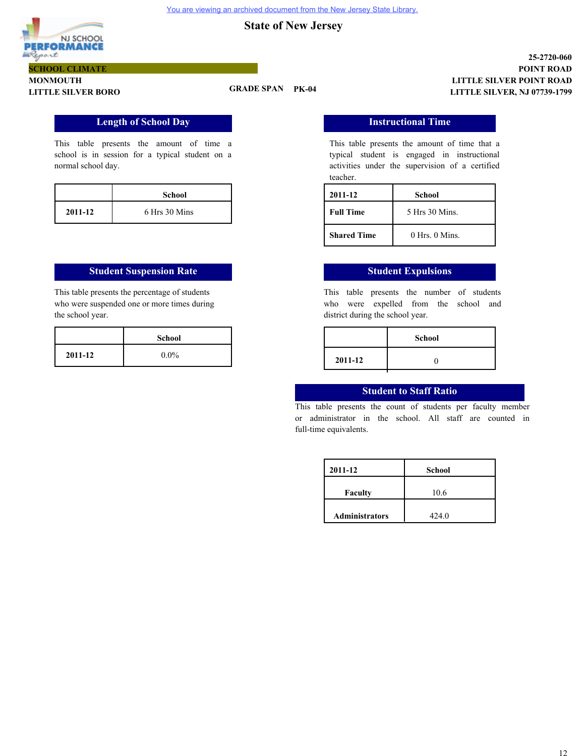You are viewing an archived document from the New Jersey State Library.

# State of New Jersey

25-2720-060

**SCHOOL CLIMATE**

POINT ROAD

MONMOUTH

LITTLE SILVER POINT ROAD

LITTLE SILVER BORO

GRADE SPAN PK-04

LITTLE SILVER, NJ 07739-1799

## Length of School Day

This table presents the amount of time a school is in session for a typical student on a normal school day.

| | School |
|---|---|
| 2011-12 | 6 Hrs 30 Mins |

## Instructional Time

This table presents the amount of time that a typical student is engaged in instructional activities under the supervision of a certified teacher.

| 2011-12 | School |
|---|---|
| Full Time | 5 Hrs 30 Mins. |
| Shared Time | 0 Hrs. 0 Mins. |

## Student Suspension Rate

This table presents the percentage of students who were suspended one or more times during the school year.

| | School |
|---|---|
| 2011-12 | 0.0% |

## Student Expulsions

This table presents the number of students who were expelled from the school and district during the school year.

| | School |
|---|---|
| 2011-12 | 0 |

## Student to Staff Ratio

This table presents the count of students per faculty member or administrator in the school. All staff are counted in full-time equivalents.

| 2011-12 | School |
|---|---|
| Faculty | 10.6 |
| Administrators | 424.0 |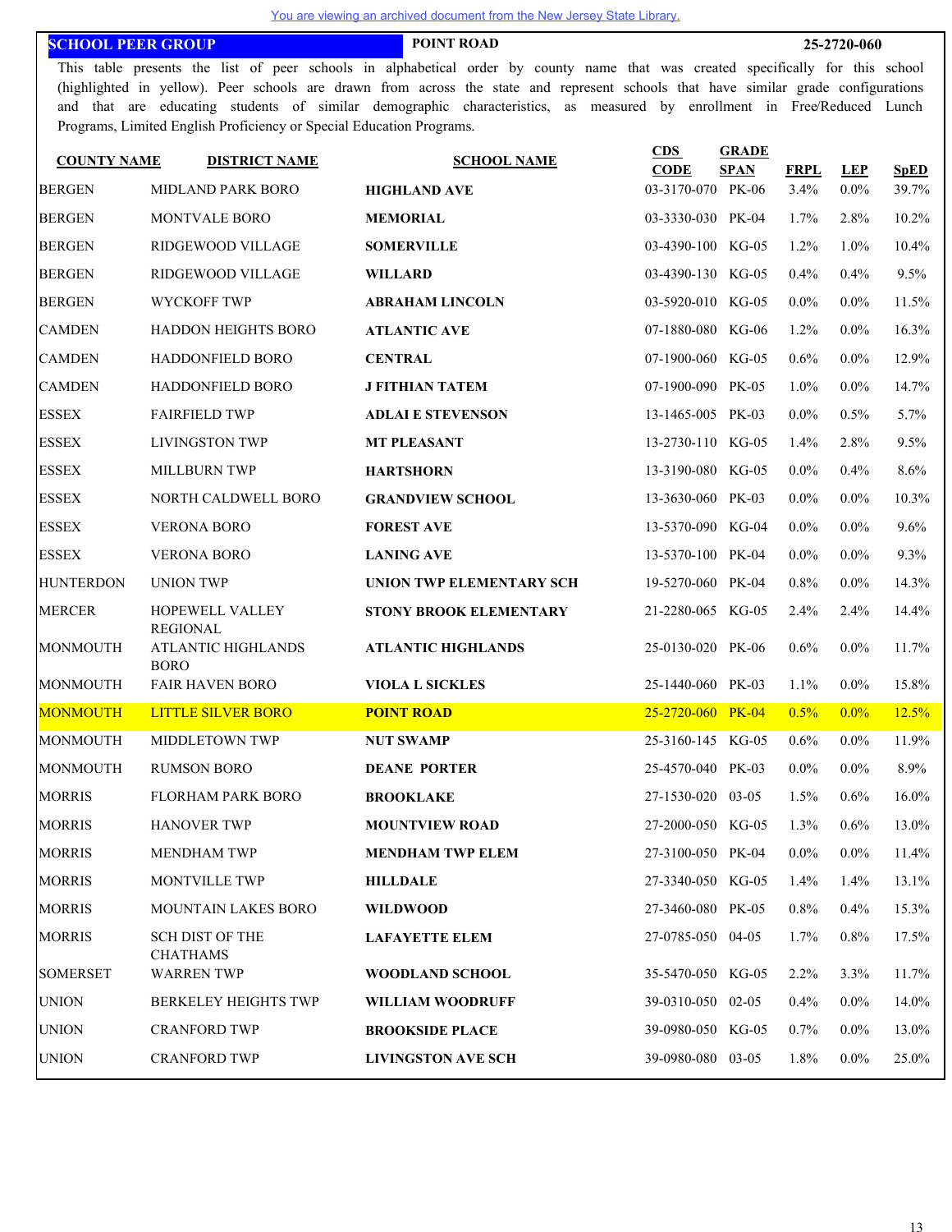You are viewing an archived document from the New Jersey State Library.

**SCHOOL PEER GROUP** **POINT ROAD** **25-2720-060**

This table presents the list of peer schools in alphabetical order by county name that was created specifically for this school (highlighted in yellow). Peer schools are drawn from across the state and represent schools that have similar grade configurations and that are educating students of similar demographic characteristics, as measured by enrollment in Free/Reduced Lunch Programs, Limited English Proficiency or Special Education Programs.

| COUNTY NAME | DISTRICT NAME | SCHOOL NAME | CDS CODE | GRADE SPAN | FRPL | LEP | SpED |
|---|---|---|---|---|---|---|---|
| BERGEN | MIDLAND PARK BORO | **HIGHLAND AVE** | 03-3170-070 | PK-06 | 3.4% | 0.0% | 39.7% |
| BERGEN | MONTVALE BORO | **MEMORIAL** | 03-3330-030 | PK-04 | 1.7% | 2.8% | 10.2% |
| BERGEN | RIDGEWOOD VILLAGE | **SOMERVILLE** | 03-4390-100 | KG-05 | 1.2% | 1.0% | 10.4% |
| BERGEN | RIDGEWOOD VILLAGE | **WILLARD** | 03-4390-130 | KG-05 | 0.4% | 0.4% | 9.5% |
| BERGEN | WYCKOFF TWP | **ABRAHAM LINCOLN** | 03-5920-010 | KG-05 | 0.0% | 0.0% | 11.5% |
| CAMDEN | HADDON HEIGHTS BORO | **ATLANTIC AVE** | 07-1880-080 | KG-06 | 1.2% | 0.0% | 16.3% |
| CAMDEN | HADDONFIELD BORO | **CENTRAL** | 07-1900-060 | KG-05 | 0.6% | 0.0% | 12.9% |
| CAMDEN | HADDONFIELD BORO | **J FITHIAN TATEM** | 07-1900-090 | PK-05 | 1.0% | 0.0% | 14.7% |
| ESSEX | FAIRFIELD TWP | **ADLAI E STEVENSON** | 13-1465-005 | PK-03 | 0.0% | 0.5% | 5.7% |
| ESSEX | LIVINGSTON TWP | **MT PLEASANT** | 13-2730-110 | KG-05 | 1.4% | 2.8% | 9.5% |
| ESSEX | MILLBURN TWP | **HARTSHORN** | 13-3190-080 | KG-05 | 0.0% | 0.4% | 8.6% |
| ESSEX | NORTH CALDWELL BORO | **GRANDVIEW SCHOOL** | 13-3630-060 | PK-03 | 0.0% | 0.0% | 10.3% |
| ESSEX | VERONA BORO | **FOREST AVE** | 13-5370-090 | KG-04 | 0.0% | 0.0% | 9.6% |
| ESSEX | VERONA BORO | **LANING AVE** | 13-5370-100 | PK-04 | 0.0% | 0.0% | 9.3% |
| HUNTERDON | UNION TWP | **UNION TWP ELEMENTARY SCH** | 19-5270-060 | PK-04 | 0.8% | 0.0% | 14.3% |
| MERCER | HOPEWELL VALLEY REGIONAL | **STONY BROOK ELEMENTARY** | 21-2280-065 | KG-05 | 2.4% | 2.4% | 14.4% |
| MONMOUTH | ATLANTIC HIGHLANDS BORO | **ATLANTIC HIGHLANDS** | 25-0130-020 | PK-06 | 0.6% | 0.0% | 11.7% |
| MONMOUTH | FAIR HAVEN BORO | **VIOLA L SICKLES** | 25-1440-060 | PK-03 | 1.1% | 0.0% | 15.8% |
| MONMOUTH | LITTLE SILVER BORO | **POINT ROAD** | 25-2720-060 | PK-04 | 0.5% | 0.0% | 12.5% |
| MONMOUTH | MIDDLETOWN TWP | **NUT SWAMP** | 25-3160-145 | KG-05 | 0.6% | 0.0% | 11.9% |
| MONMOUTH | RUMSON BORO | **DEANE PORTER** | 25-4570-040 | PK-03 | 0.0% | 0.0% | 8.9% |
| MORRIS | FLORHAM PARK BORO | **BROOKLAKE** | 27-1530-020 | 03-05 | 1.5% | 0.6% | 16.0% |
| MORRIS | HANOVER TWP | **MOUNTVIEW ROAD** | 27-2000-050 | KG-05 | 1.3% | 0.6% | 13.0% |
| MORRIS | MENDHAM TWP | **MENDHAM TWP ELEM** | 27-3100-050 | PK-04 | 0.0% | 0.0% | 11.4% |
| MORRIS | MONTVILLE TWP | **HILLDALE** | 27-3340-050 | KG-05 | 1.4% | 1.4% | 13.1% |
| MORRIS | MOUNTAIN LAKES BORO | **WILDWOOD** | 27-3460-080 | PK-05 | 0.8% | 0.4% | 15.3% |
| MORRIS | SCH DIST OF THE CHATHAMS | **LAFAYETTE ELEM** | 27-0785-050 | 04-05 | 1.7% | 0.8% | 17.5% |
| SOMERSET | WARREN TWP | **WOODLAND SCHOOL** | 35-5470-050 | KG-05 | 2.2% | 3.3% | 11.7% |
| UNION | BERKELEY HEIGHTS TWP | **WILLIAM WOODRUFF** | 39-0310-050 | 02-05 | 0.4% | 0.0% | 14.0% |
| UNION | CRANFORD TWP | **BROOKSIDE PLACE** | 39-0980-050 | KG-05 | 0.7% | 0.0% | 13.0% |
| UNION | CRANFORD TWP | **LIVINGSTON AVE SCH** | 39-0980-080 | 03-05 | 1.8% | 0.0% | 25.0% |